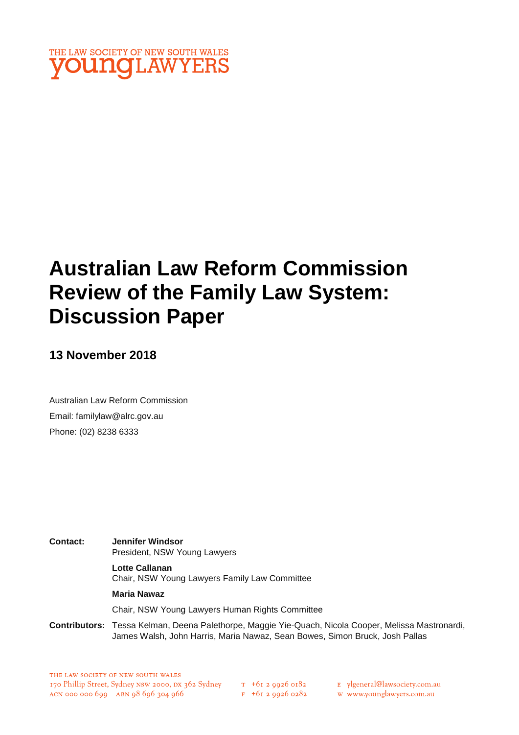THE LAW SOCIETY OF NEW SOUTH WALES
**young**LAWYERS

# Australian Law Reform Commission Review of the Family Law System: Discussion Paper

## 13 November 2018

Australian Law Reform Commission
Email: familylaw@alrc.gov.au
Phone: (02) 8238 6333

**Contact:** **Jennifer Windsor**
President, NSW Young Lawyers

**Lotte Callanan**
Chair, NSW Young Lawyers Family Law Committee

**Maria Nawaz**
Chair, NSW Young Lawyers Human Rights Committee

**Contributors:** Tessa Kelman, Deena Palethorpe, Maggie Yie-Quach, Nicola Cooper, Melissa Mastronardi, James Walsh, John Harris, Maria Nawaz, Sean Bowes, Simon Bruck, Josh Pallas

THE LAW SOCIETY OF NEW SOUTH WALES
170 Phillip Street, Sydney NSW 2000, DX 362 Sydney
ACN 000 000 699 ABN 98 696 304 966
T +61 2 9926 0182
F +61 2 9926 0282
E ylgeneral@lawsociety.com.au
W www.younglawyers.com.au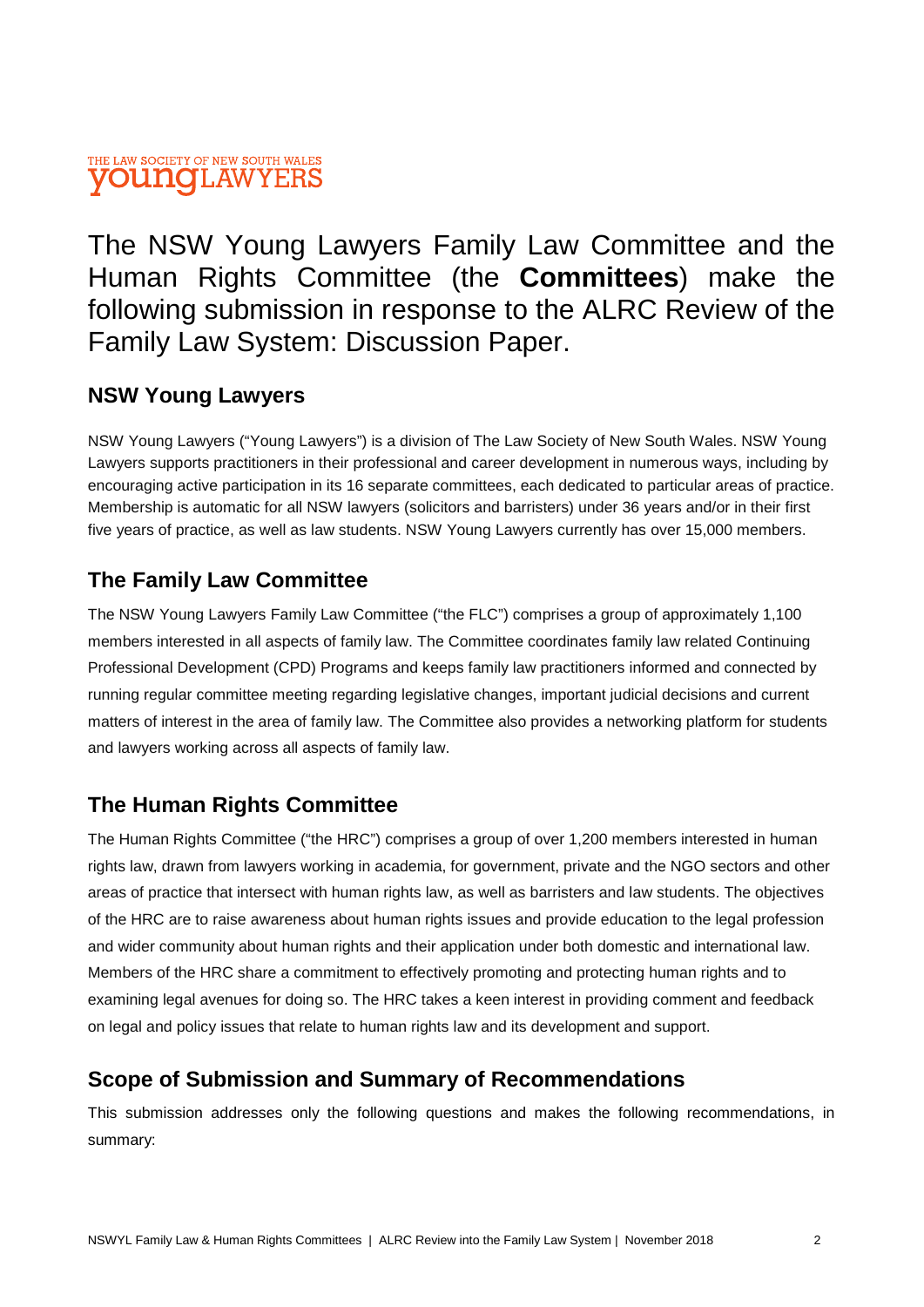THE LAW SOCIETY OF NEW SOUTH WALES
youngLAWYERS

# The NSW Young Lawyers Family Law Committee and the Human Rights Committee (the **Committees**) make the following submission in response to the ALRC Review of the Family Law System: Discussion Paper.

## NSW Young Lawyers

NSW Young Lawyers ("Young Lawyers") is a division of The Law Society of New South Wales. NSW Young Lawyers supports practitioners in their professional and career development in numerous ways, including by encouraging active participation in its 16 separate committees, each dedicated to particular areas of practice. Membership is automatic for all NSW lawyers (solicitors and barristers) under 36 years and/or in their first five years of practice, as well as law students. NSW Young Lawyers currently has over 15,000 members.

## The Family Law Committee

The NSW Young Lawyers Family Law Committee ("the FLC") comprises a group of approximately 1,100 members interested in all aspects of family law. The Committee coordinates family law related Continuing Professional Development (CPD) Programs and keeps family law practitioners informed and connected by running regular committee meeting regarding legislative changes, important judicial decisions and current matters of interest in the area of family law. The Committee also provides a networking platform for students and lawyers working across all aspects of family law.

## The Human Rights Committee

The Human Rights Committee ("the HRC") comprises a group of over 1,200 members interested in human rights law, drawn from lawyers working in academia, for government, private and the NGO sectors and other areas of practice that intersect with human rights law, as well as barristers and law students. The objectives of the HRC are to raise awareness about human rights issues and provide education to the legal profession and wider community about human rights and their application under both domestic and international law. Members of the HRC share a commitment to effectively promoting and protecting human rights and to examining legal avenues for doing so. The HRC takes a keen interest in providing comment and feedback on legal and policy issues that relate to human rights law and its development and support.

## Scope of Submission and Summary of Recommendations

This submission addresses only the following questions and makes the following recommendations, in summary: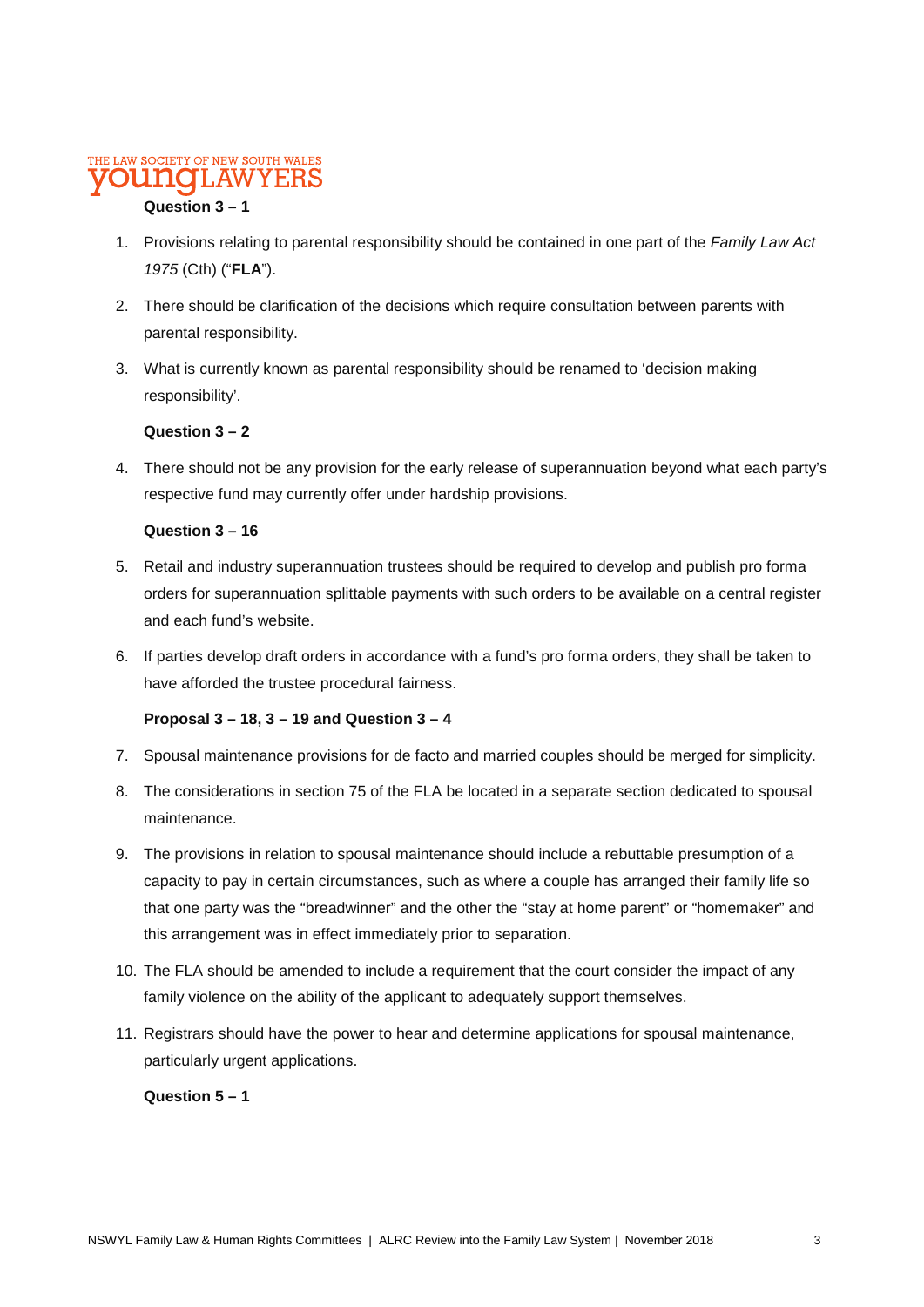**Question 3 – 1**

1. Provisions relating to parental responsibility should be contained in one part of the *Family Law Act 1975* (Cth) ("**FLA**").
2. There should be clarification of the decisions which require consultation between parents with parental responsibility.
3. What is currently known as parental responsibility should be renamed to 'decision making responsibility'.

**Question 3 – 2**

4. There should not be any provision for the early release of superannuation beyond what each party's respective fund may currently offer under hardship provisions.

**Question 3 – 16**

5. Retail and industry superannuation trustees should be required to develop and publish pro forma orders for superannuation splittable payments with such orders to be available on a central register and each fund's website.
6. If parties develop draft orders in accordance with a fund's pro forma orders, they shall be taken to have afforded the trustee procedural fairness.

**Proposal 3 – 18, 3 – 19 and Question 3 – 4**

7. Spousal maintenance provisions for de facto and married couples should be merged for simplicity.
8. The considerations in section 75 of the FLA be located in a separate section dedicated to spousal maintenance.
9. The provisions in relation to spousal maintenance should include a rebuttable presumption of a capacity to pay in certain circumstances, such as where a couple has arranged their family life so that one party was the "breadwinner" and the other the "stay at home parent" or "homemaker" and this arrangement was in effect immediately prior to separation.
10. The FLA should be amended to include a requirement that the court consider the impact of any family violence on the ability of the applicant to adequately support themselves.
11. Registrars should have the power to hear and determine applications for spousal maintenance, particularly urgent applications.

**Question 5 – 1**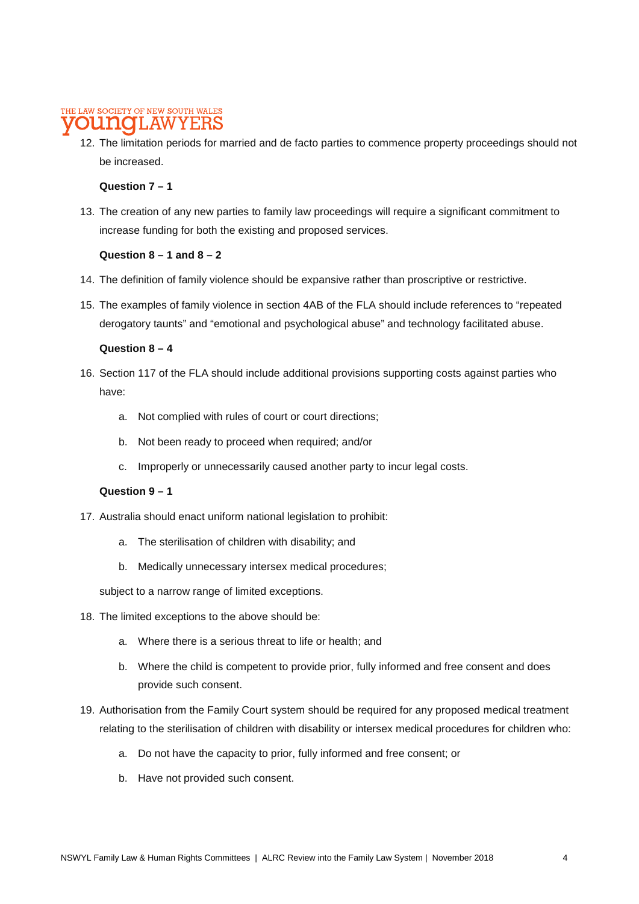12. The limitation periods for married and de facto parties to commence property proceedings should not be increased.

**Question 7 – 1**

13. The creation of any new parties to family law proceedings will require a significant commitment to increase funding for both the existing and proposed services.

**Question 8 – 1 and 8 – 2**

14. The definition of family violence should be expansive rather than proscriptive or restrictive.
15. The examples of family violence in section 4AB of the FLA should include references to "repeated derogatory taunts" and "emotional and psychological abuse" and technology facilitated abuse.

**Question 8 – 4**

16. Section 117 of the FLA should include additional provisions supporting costs against parties who have:
    a. Not complied with rules of court or court directions;
    b. Not been ready to proceed when required; and/or
    c. Improperly or unnecessarily caused another party to incur legal costs.

**Question 9 – 1**

17. Australia should enact uniform national legislation to prohibit:
    a. The sterilisation of children with disability; and
    b. Medically unnecessary intersex medical procedures;

    subject to a narrow range of limited exceptions.
18. The limited exceptions to the above should be:
    a. Where there is a serious threat to life or health; and
    b. Where the child is competent to provide prior, fully informed and free consent and does provide such consent.
19. Authorisation from the Family Court system should be required for any proposed medical treatment relating to the sterilisation of children with disability or intersex medical procedures for children who:
    a. Do not have the capacity to prior, fully informed and free consent; or
    b. Have not provided such consent.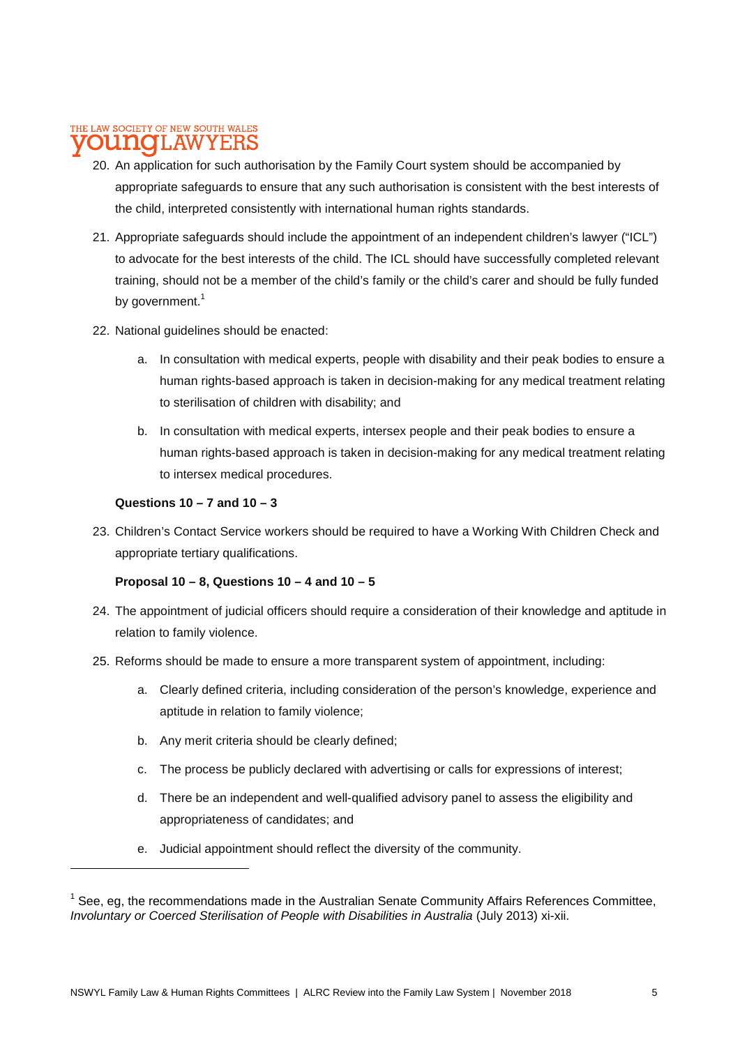20. An application for such authorisation by the Family Court system should be accompanied by appropriate safeguards to ensure that any such authorisation is consistent with the best interests of the child, interpreted consistently with international human rights standards.

21. Appropriate safeguards should include the appointment of an independent children's lawyer ("ICL") to advocate for the best interests of the child. The ICL should have successfully completed relevant training, should not be a member of the child's family or the child's carer and should be fully funded by government.[1]

22. National guidelines should be enacted:

    a. In consultation with medical experts, people with disability and their peak bodies to ensure a human rights-based approach is taken in decision-making for any medical treatment relating to sterilisation of children with disability; and

    b. In consultation with medical experts, intersex people and their peak bodies to ensure a human rights-based approach is taken in decision-making for any medical treatment relating to intersex medical procedures.

**Questions 10 – 7 and 10 – 3**

23. Children's Contact Service workers should be required to have a Working With Children Check and appropriate tertiary qualifications.

**Proposal 10 – 8, Questions 10 – 4 and 10 – 5**

24. The appointment of judicial officers should require a consideration of their knowledge and aptitude in relation to family violence.

25. Reforms should be made to ensure a more transparent system of appointment, including:

    a. Clearly defined criteria, including consideration of the person's knowledge, experience and aptitude in relation to family violence;

    b. Any merit criteria should be clearly defined;

    c. The process be publicly declared with advertising or calls for expressions of interest;

    d. There be an independent and well-qualified advisory panel to assess the eligibility and appropriateness of candidates; and

    e. Judicial appointment should reflect the diversity of the community.

---

[1] See, eg, the recommendations made in the Australian Senate Community Affairs References Committee, *Involuntary or Coerced Sterilisation of People with Disabilities in Australia* (July 2013) xi-xii.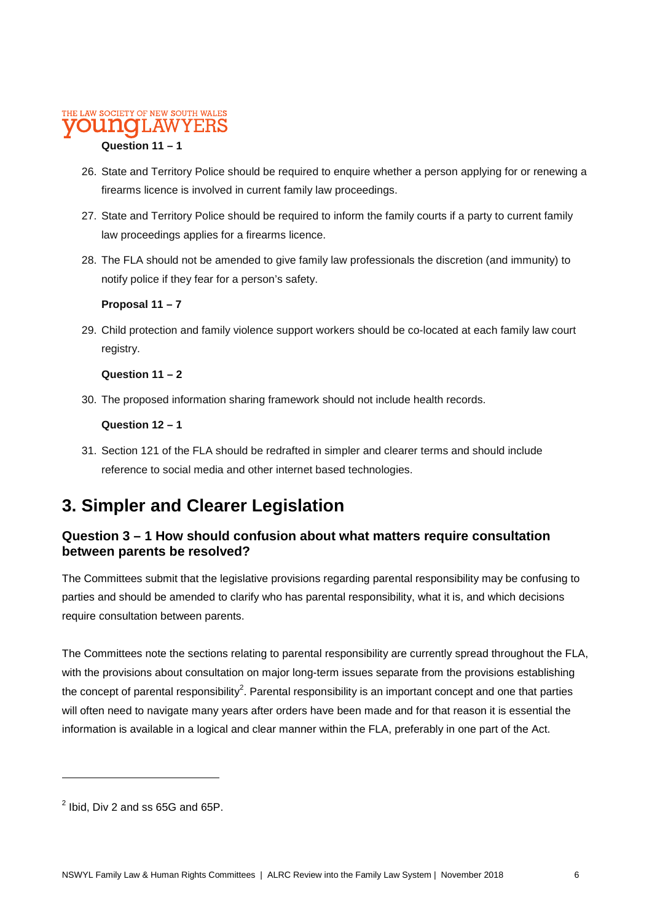**Question 11 – 1**

26. State and Territory Police should be required to enquire whether a person applying for or renewing a firearms licence is involved in current family law proceedings.

27. State and Territory Police should be required to inform the family courts if a party to current family law proceedings applies for a firearms licence.

28. The FLA should not be amended to give family law professionals the discretion (and immunity) to notify police if they fear for a person's safety.

**Proposal 11 – 7**

29. Child protection and family violence support workers should be co-located at each family law court registry.

**Question 11 – 2**

30. The proposed information sharing framework should not include health records.

**Question 12 – 1**

31. Section 121 of the FLA should be redrafted in simpler and clearer terms and should include reference to social media and other internet based technologies.

# 3. Simpler and Clearer Legislation

## Question 3 – 1 How should confusion about what matters require consultation between parents be resolved?

The Committees submit that the legislative provisions regarding parental responsibility may be confusing to parties and should be amended to clarify who has parental responsibility, what it is, and which decisions require consultation between parents.

The Committees note the sections relating to parental responsibility are currently spread throughout the FLA, with the provisions about consultation on major long-term issues separate from the provisions establishing the concept of parental responsibility[2]. Parental responsibility is an important concept and one that parties will often need to navigate many years after orders have been made and for that reason it is essential the information is available in a logical and clear manner within the FLA, preferably in one part of the Act.

---

[2] Ibid, Div 2 and ss 65G and 65P.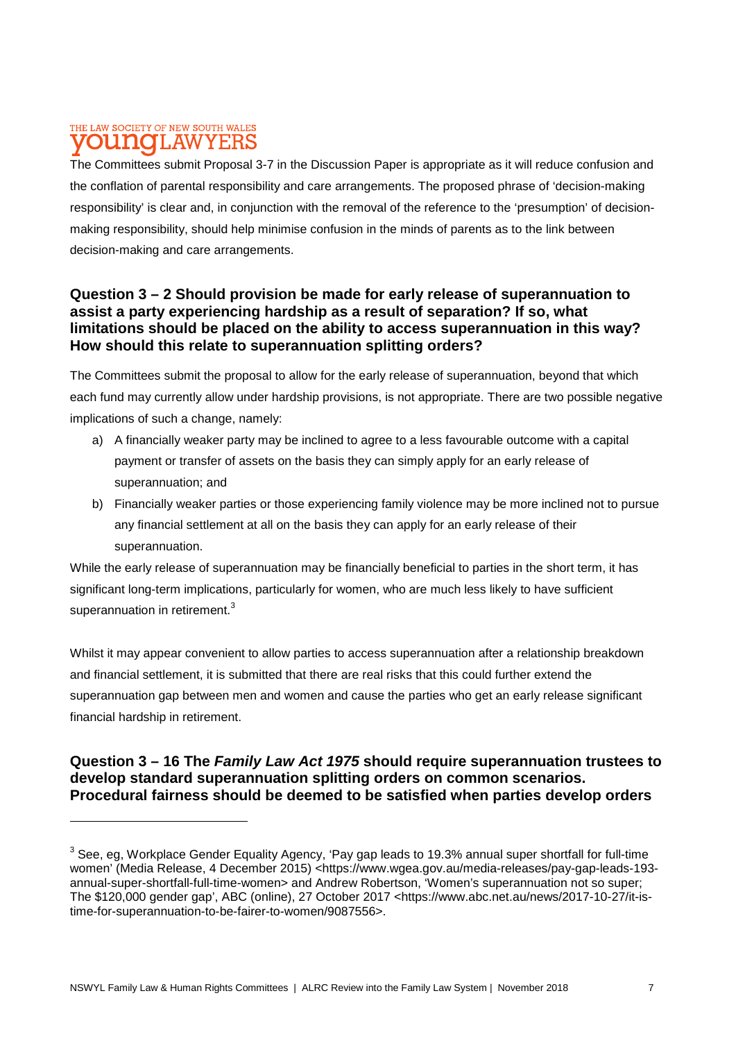The Committees submit Proposal 3-7 in the Discussion Paper is appropriate as it will reduce confusion and the conflation of parental responsibility and care arrangements. The proposed phrase of 'decision-making responsibility' is clear and, in conjunction with the removal of the reference to the 'presumption' of decision-making responsibility, should help minimise confusion in the minds of parents as to the link between decision-making and care arrangements.

### Question 3 – 2 Should provision be made for early release of superannuation to assist a party experiencing hardship as a result of separation? If so, what limitations should be placed on the ability to access superannuation in this way? How should this relate to superannuation splitting orders?

The Committees submit the proposal to allow for the early release of superannuation, beyond that which each fund may currently allow under hardship provisions, is not appropriate. There are two possible negative implications of such a change, namely:

a) A financially weaker party may be inclined to agree to a less favourable outcome with a capital payment or transfer of assets on the basis they can simply apply for an early release of superannuation; and

b) Financially weaker parties or those experiencing family violence may be more inclined not to pursue any financial settlement at all on the basis they can apply for an early release of their superannuation.

While the early release of superannuation may be financially beneficial to parties in the short term, it has significant long-term implications, particularly for women, who are much less likely to have sufficient superannuation in retirement.[3]

Whilst it may appear convenient to allow parties to access superannuation after a relationship breakdown and financial settlement, it is submitted that there are real risks that this could further extend the superannuation gap between men and women and cause the parties who get an early release significant financial hardship in retirement.

### Question 3 – 16 The *Family Law Act 1975* should require superannuation trustees to develop standard superannuation splitting orders on common scenarios. Procedural fairness should be deemed to be satisfied when parties develop orders

[3] See, eg, Workplace Gender Equality Agency, 'Pay gap leads to 19.3% annual super shortfall for full-time women' (Media Release, 4 December 2015) <https://www.wgea.gov.au/media-releases/pay-gap-leads-193-annual-super-shortfall-full-time-women> and Andrew Robertson, 'Women's superannuation not so super; The $120,000 gender gap', ABC (online), 27 October 2017 <https://www.abc.net.au/news/2017-10-27/it-is-time-for-superannuation-to-be-fairer-to-women/9087556>.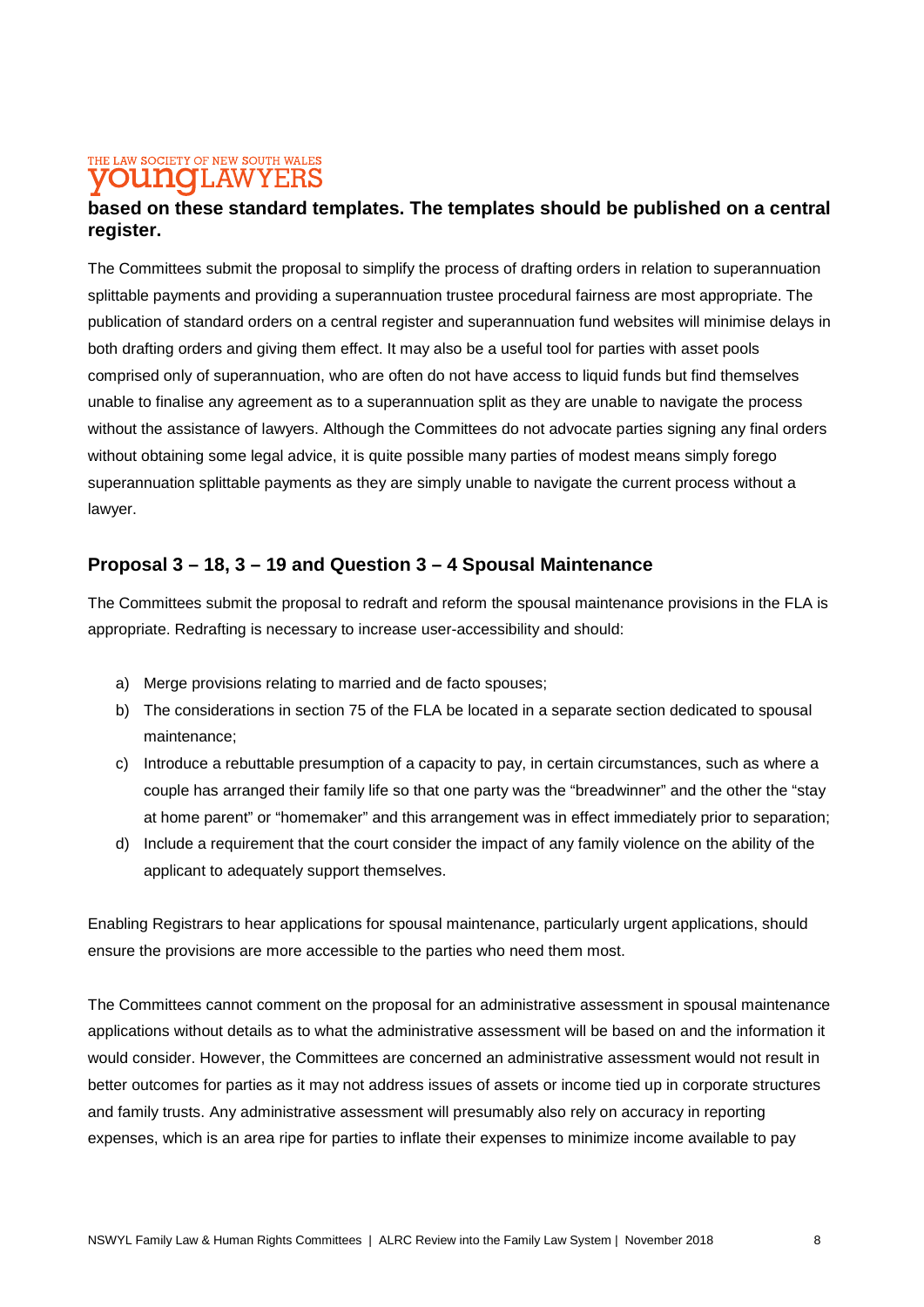**based on these standard templates. The templates should be published on a central register.**

The Committees submit the proposal to simplify the process of drafting orders in relation to superannuation splittable payments and providing a superannuation trustee procedural fairness are most appropriate. The publication of standard orders on a central register and superannuation fund websites will minimise delays in both drafting orders and giving them effect. It may also be a useful tool for parties with asset pools comprised only of superannuation, who are often do not have access to liquid funds but find themselves unable to finalise any agreement as to a superannuation split as they are unable to navigate the process without the assistance of lawyers. Although the Committees do not advocate parties signing any final orders without obtaining some legal advice, it is quite possible many parties of modest means simply forego superannuation splittable payments as they are simply unable to navigate the current process without a lawyer.

## Proposal 3 – 18, 3 – 19 and Question 3 – 4 Spousal Maintenance

The Committees submit the proposal to redraft and reform the spousal maintenance provisions in the FLA is appropriate. Redrafting is necessary to increase user-accessibility and should:

a) Merge provisions relating to married and de facto spouses;
b) The considerations in section 75 of the FLA be located in a separate section dedicated to spousal maintenance;
c) Introduce a rebuttable presumption of a capacity to pay, in certain circumstances, such as where a couple has arranged their family life so that one party was the "breadwinner" and the other the "stay at home parent" or "homemaker" and this arrangement was in effect immediately prior to separation;
d) Include a requirement that the court consider the impact of any family violence on the ability of the applicant to adequately support themselves.

Enabling Registrars to hear applications for spousal maintenance, particularly urgent applications, should ensure the provisions are more accessible to the parties who need them most.

The Committees cannot comment on the proposal for an administrative assessment in spousal maintenance applications without details as to what the administrative assessment will be based on and the information it would consider. However, the Committees are concerned an administrative assessment would not result in better outcomes for parties as it may not address issues of assets or income tied up in corporate structures and family trusts. Any administrative assessment will presumably also rely on accuracy in reporting expenses, which is an area ripe for parties to inflate their expenses to minimize income available to pay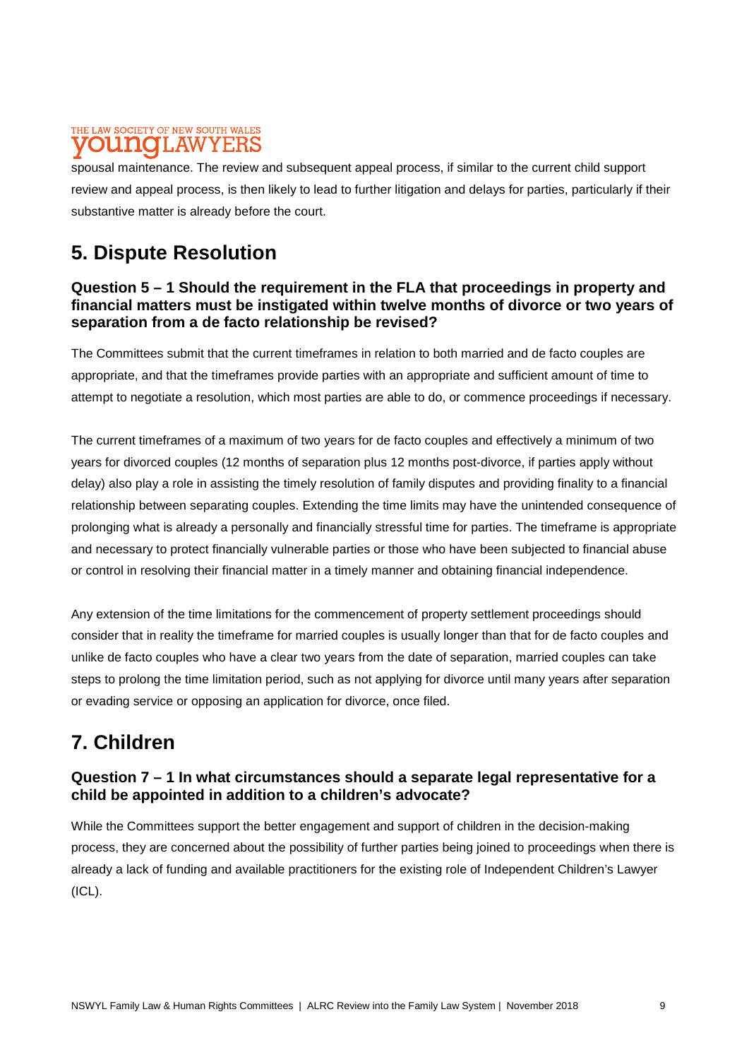spousal maintenance. The review and subsequent appeal process, if similar to the current child support review and appeal process, is then likely to lead to further litigation and delays for parties, particularly if their substantive matter is already before the court.

## 5. Dispute Resolution

### Question 5 – 1 Should the requirement in the FLA that proceedings in property and financial matters must be instigated within twelve months of divorce or two years of separation from a de facto relationship be revised?

The Committees submit that the current timeframes in relation to both married and de facto couples are appropriate, and that the timeframes provide parties with an appropriate and sufficient amount of time to attempt to negotiate a resolution, which most parties are able to do, or commence proceedings if necessary.

The current timeframes of a maximum of two years for de facto couples and effectively a minimum of two years for divorced couples (12 months of separation plus 12 months post-divorce, if parties apply without delay) also play a role in assisting the timely resolution of family disputes and providing finality to a financial relationship between separating couples. Extending the time limits may have the unintended consequence of prolonging what is already a personally and financially stressful time for parties. The timeframe is appropriate and necessary to protect financially vulnerable parties or those who have been subjected to financial abuse or control in resolving their financial matter in a timely manner and obtaining financial independence.

Any extension of the time limitations for the commencement of property settlement proceedings should consider that in reality the timeframe for married couples is usually longer than that for de facto couples and unlike de facto couples who have a clear two years from the date of separation, married couples can take steps to prolong the time limitation period, such as not applying for divorce until many years after separation or evading service or opposing an application for divorce, once filed.

## 7. Children

### Question 7 – 1 In what circumstances should a separate legal representative for a child be appointed in addition to a children's advocate?

While the Committees support the better engagement and support of children in the decision-making process, they are concerned about the possibility of further parties being joined to proceedings when there is already a lack of funding and available practitioners for the existing role of Independent Children's Lawyer (ICL).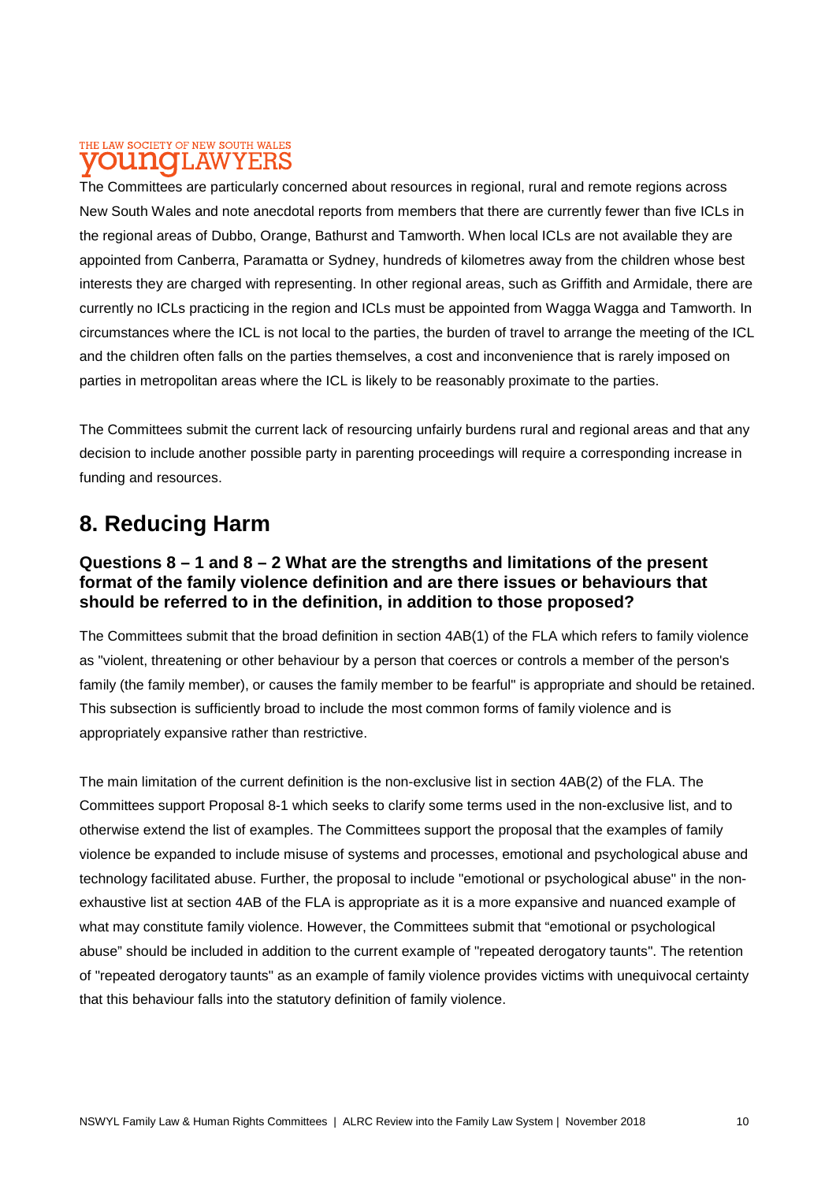The Committees are particularly concerned about resources in regional, rural and remote regions across New South Wales and note anecdotal reports from members that there are currently fewer than five ICLs in the regional areas of Dubbo, Orange, Bathurst and Tamworth. When local ICLs are not available they are appointed from Canberra, Paramatta or Sydney, hundreds of kilometres away from the children whose best interests they are charged with representing. In other regional areas, such as Griffith and Armidale, there are currently no ICLs practicing in the region and ICLs must be appointed from Wagga Wagga and Tamworth. In circumstances where the ICL is not local to the parties, the burden of travel to arrange the meeting of the ICL and the children often falls on the parties themselves, a cost and inconvenience that is rarely imposed on parties in metropolitan areas where the ICL is likely to be reasonably proximate to the parties.

The Committees submit the current lack of resourcing unfairly burdens rural and regional areas and that any decision to include another possible party in parenting proceedings will require a corresponding increase in funding and resources.

## 8. Reducing Harm

### Questions 8 – 1 and 8 – 2 What are the strengths and limitations of the present format of the family violence definition and are there issues or behaviours that should be referred to in the definition, in addition to those proposed?

The Committees submit that the broad definition in section 4AB(1) of the FLA which refers to family violence as "violent, threatening or other behaviour by a person that coerces or controls a member of the person's family (the family member), or causes the family member to be fearful" is appropriate and should be retained. This subsection is sufficiently broad to include the most common forms of family violence and is appropriately expansive rather than restrictive.

The main limitation of the current definition is the non-exclusive list in section 4AB(2) of the FLA. The Committees support Proposal 8-1 which seeks to clarify some terms used in the non-exclusive list, and to otherwise extend the list of examples. The Committees support the proposal that the examples of family violence be expanded to include misuse of systems and processes, emotional and psychological abuse and technology facilitated abuse. Further, the proposal to include "emotional or psychological abuse" in the non-exhaustive list at section 4AB of the FLA is appropriate as it is a more expansive and nuanced example of what may constitute family violence. However, the Committees submit that "emotional or psychological abuse" should be included in addition to the current example of "repeated derogatory taunts". The retention of "repeated derogatory taunts" as an example of family violence provides victims with unequivocal certainty that this behaviour falls into the statutory definition of family violence.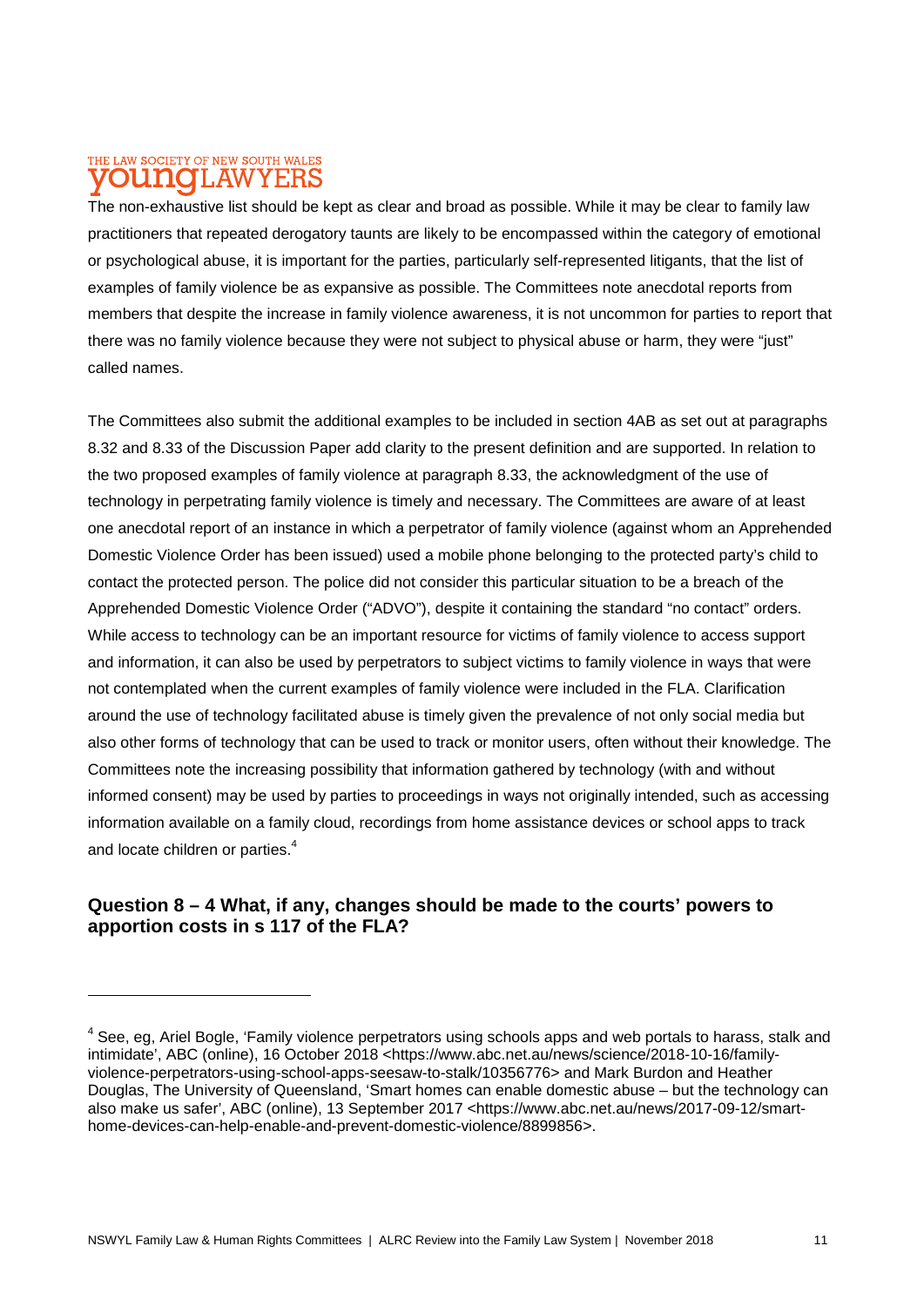The non-exhaustive list should be kept as clear and broad as possible. While it may be clear to family law practitioners that repeated derogatory taunts are likely to be encompassed within the category of emotional or psychological abuse, it is important for the parties, particularly self-represented litigants, that the list of examples of family violence be as expansive as possible. The Committees note anecdotal reports from members that despite the increase in family violence awareness, it is not uncommon for parties to report that there was no family violence because they were not subject to physical abuse or harm, they were "just" called names.

The Committees also submit the additional examples to be included in section 4AB as set out at paragraphs 8.32 and 8.33 of the Discussion Paper add clarity to the present definition and are supported. In relation to the two proposed examples of family violence at paragraph 8.33, the acknowledgment of the use of technology in perpetrating family violence is timely and necessary. The Committees are aware of at least one anecdotal report of an instance in which a perpetrator of family violence (against whom an Apprehended Domestic Violence Order has been issued) used a mobile phone belonging to the protected party's child to contact the protected person. The police did not consider this particular situation to be a breach of the Apprehended Domestic Violence Order ("ADVO"), despite it containing the standard "no contact" orders. While access to technology can be an important resource for victims of family violence to access support and information, it can also be used by perpetrators to subject victims to family violence in ways that were not contemplated when the current examples of family violence were included in the FLA. Clarification around the use of technology facilitated abuse is timely given the prevalence of not only social media but also other forms of technology that can be used to track or monitor users, often without their knowledge. The Committees note the increasing possibility that information gathered by technology (with and without informed consent) may be used by parties to proceedings in ways not originally intended, such as accessing information available on a family cloud, recordings from home assistance devices or school apps to track and locate children or parties.[4]

## Question 8 – 4 What, if any, changes should be made to the courts' powers to apportion costs in s 117 of the FLA?

---

[4] See, eg, Ariel Bogle, 'Family violence perpetrators using schools apps and web portals to harass, stalk and intimidate', ABC (online), 16 October 2018 <https://www.abc.net.au/news/science/2018-10-16/family-violence-perpetrators-using-school-apps-seesaw-to-stalk/10356776> and Mark Burdon and Heather Douglas, The University of Queensland, 'Smart homes can enable domestic abuse – but the technology can also make us safer', ABC (online), 13 September 2017 <https://www.abc.net.au/news/2017-09-12/smart-home-devices-can-help-enable-and-prevent-domestic-violence/8899856>.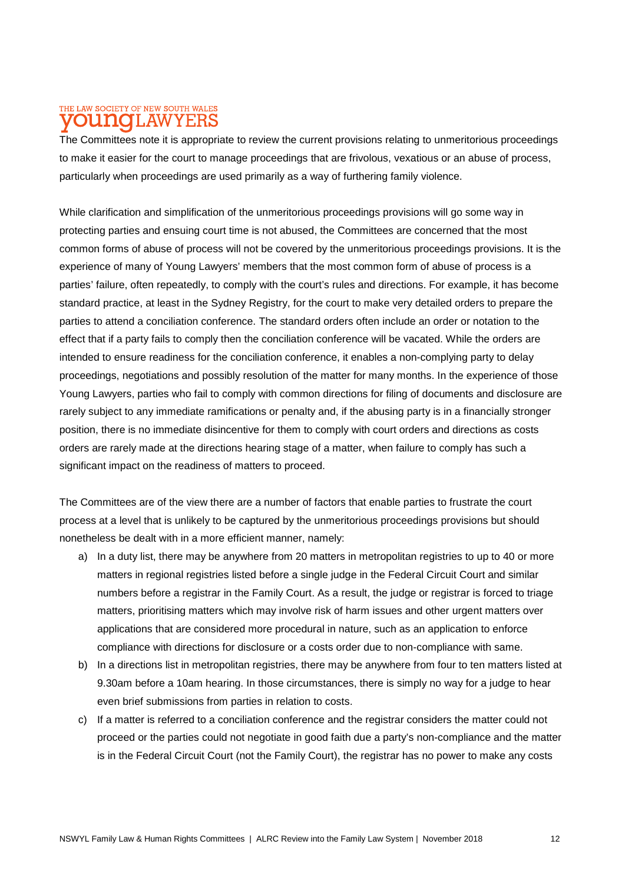The Committees note it is appropriate to review the current provisions relating to unmeritorious proceedings to make it easier for the court to manage proceedings that are frivolous, vexatious or an abuse of process, particularly when proceedings are used primarily as a way of furthering family violence.

While clarification and simplification of the unmeritorious proceedings provisions will go some way in protecting parties and ensuing court time is not abused, the Committees are concerned that the most common forms of abuse of process will not be covered by the unmeritorious proceedings provisions. It is the experience of many of Young Lawyers' members that the most common form of abuse of process is a parties' failure, often repeatedly, to comply with the court's rules and directions. For example, it has become standard practice, at least in the Sydney Registry, for the court to make very detailed orders to prepare the parties to attend a conciliation conference. The standard orders often include an order or notation to the effect that if a party fails to comply then the conciliation conference will be vacated. While the orders are intended to ensure readiness for the conciliation conference, it enables a non-complying party to delay proceedings, negotiations and possibly resolution of the matter for many months. In the experience of those Young Lawyers, parties who fail to comply with common directions for filing of documents and disclosure are rarely subject to any immediate ramifications or penalty and, if the abusing party is in a financially stronger position, there is no immediate disincentive for them to comply with court orders and directions as costs orders are rarely made at the directions hearing stage of a matter, when failure to comply has such a significant impact on the readiness of matters to proceed.

The Committees are of the view there are a number of factors that enable parties to frustrate the court process at a level that is unlikely to be captured by the unmeritorious proceedings provisions but should nonetheless be dealt with in a more efficient manner, namely:

a) In a duty list, there may be anywhere from 20 matters in metropolitan registries to up to 40 or more matters in regional registries listed before a single judge in the Federal Circuit Court and similar numbers before a registrar in the Family Court. As a result, the judge or registrar is forced to triage matters, prioritising matters which may involve risk of harm issues and other urgent matters over applications that are considered more procedural in nature, such as an application to enforce compliance with directions for disclosure or a costs order due to non-compliance with same.

b) In a directions list in metropolitan registries, there may be anywhere from four to ten matters listed at 9.30am before a 10am hearing. In those circumstances, there is simply no way for a judge to hear even brief submissions from parties in relation to costs.

c) If a matter is referred to a conciliation conference and the registrar considers the matter could not proceed or the parties could not negotiate in good faith due a party's non-compliance and the matter is in the Federal Circuit Court (not the Family Court), the registrar has no power to make any costs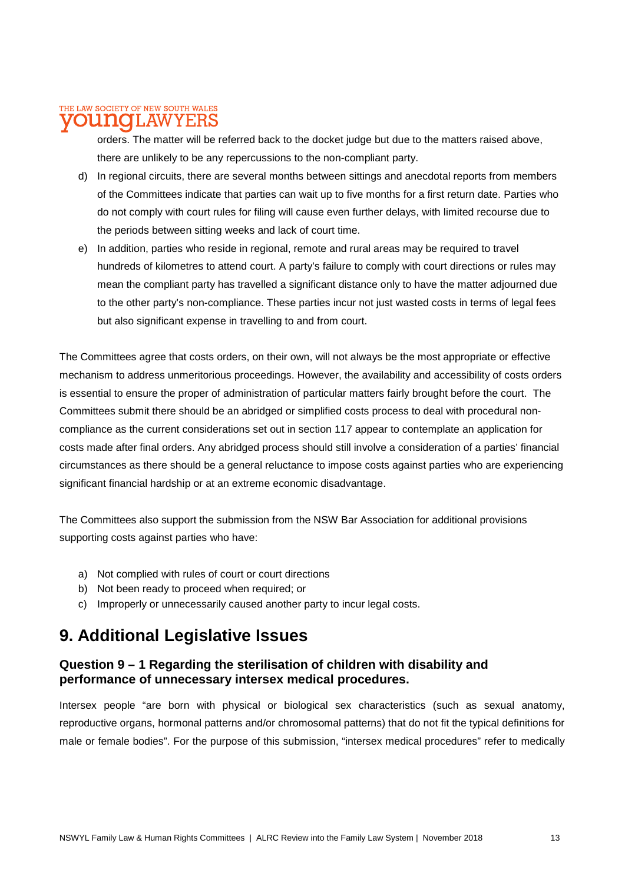orders. The matter will be referred back to the docket judge but due to the matters raised above, there are unlikely to be any repercussions to the non-compliant party.

d) In regional circuits, there are several months between sittings and anecdotal reports from members of the Committees indicate that parties can wait up to five months for a first return date. Parties who do not comply with court rules for filing will cause even further delays, with limited recourse due to the periods between sitting weeks and lack of court time.

e) In addition, parties who reside in regional, remote and rural areas may be required to travel hundreds of kilometres to attend court. A party's failure to comply with court directions or rules may mean the compliant party has travelled a significant distance only to have the matter adjourned due to the other party's non-compliance. These parties incur not just wasted costs in terms of legal fees but also significant expense in travelling to and from court.

The Committees agree that costs orders, on their own, will not always be the most appropriate or effective mechanism to address unmeritorious proceedings. However, the availability and accessibility of costs orders is essential to ensure the proper of administration of particular matters fairly brought before the court. The Committees submit there should be an abridged or simplified costs process to deal with procedural non-compliance as the current considerations set out in section 117 appear to contemplate an application for costs made after final orders. Any abridged process should still involve a consideration of a parties' financial circumstances as there should be a general reluctance to impose costs against parties who are experiencing significant financial hardship or at an extreme economic disadvantage.

The Committees also support the submission from the NSW Bar Association for additional provisions supporting costs against parties who have:

a) Not complied with rules of court or court directions
b) Not been ready to proceed when required; or
c) Improperly or unnecessarily caused another party to incur legal costs.

# 9. Additional Legislative Issues

### Question 9 – 1 Regarding the sterilisation of children with disability and performance of unnecessary intersex medical procedures.

Intersex people "are born with physical or biological sex characteristics (such as sexual anatomy, reproductive organs, hormonal patterns and/or chromosomal patterns) that do not fit the typical definitions for male or female bodies". For the purpose of this submission, "intersex medical procedures" refer to medically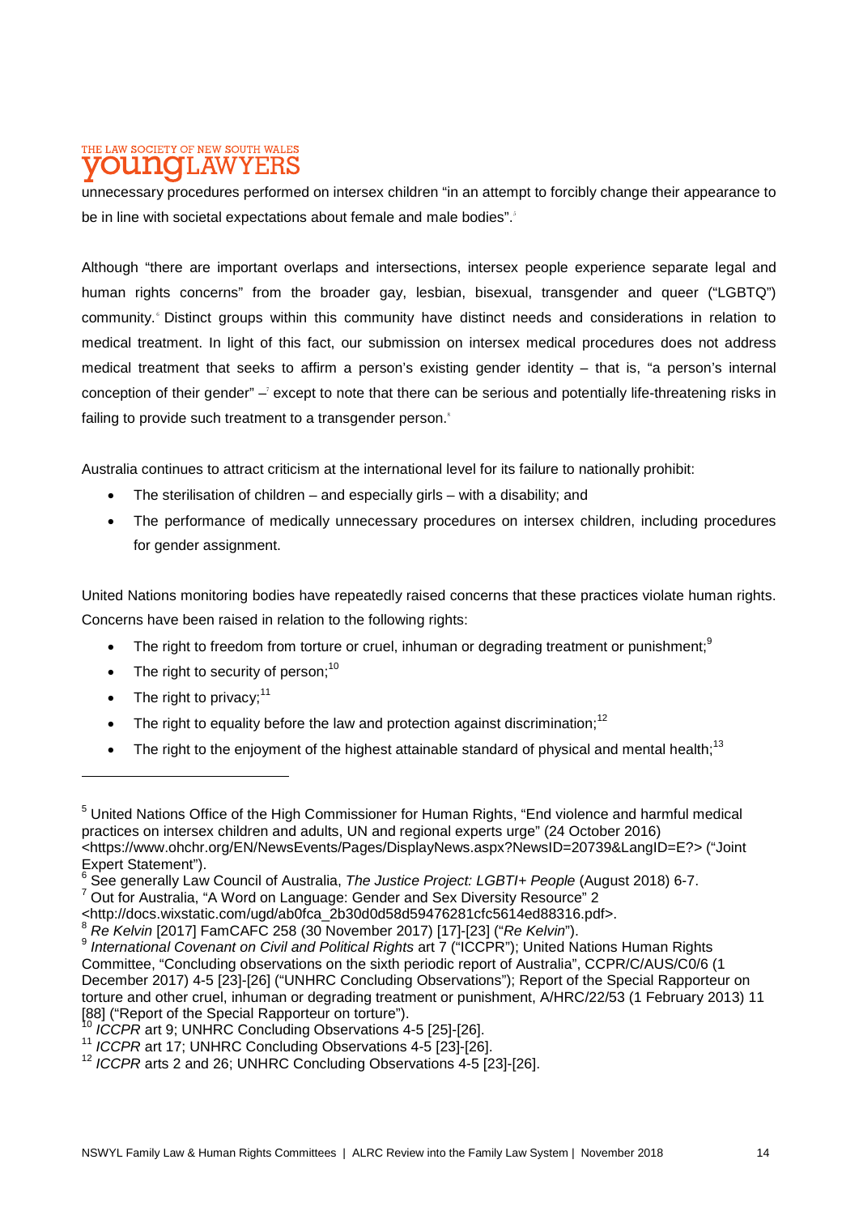unnecessary procedures performed on intersex children "in an attempt to forcibly change their appearance to be in line with societal expectations about female and male bodies".[5]

Although "there are important overlaps and intersections, intersex people experience separate legal and human rights concerns" from the broader gay, lesbian, bisexual, transgender and queer ("LGBTQ") community.[6] Distinct groups within this community have distinct needs and considerations in relation to medical treatment. In light of this fact, our submission on intersex medical procedures does not address medical treatment that seeks to affirm a person's existing gender identity – that is, "a person's internal conception of their gender" –[7] except to note that there can be serious and potentially life-threatening risks in failing to provide such treatment to a transgender person.[8]

Australia continues to attract criticism at the international level for its failure to nationally prohibit:

- The sterilisation of children – and especially girls – with a disability; and
- The performance of medically unnecessary procedures on intersex children, including procedures for gender assignment.

United Nations monitoring bodies have repeatedly raised concerns that these practices violate human rights. Concerns have been raised in relation to the following rights:

- The right to freedom from torture or cruel, inhuman or degrading treatment or punishment;[9]
- The right to security of person;[10]
- The right to privacy;[11]
- The right to equality before the law and protection against discrimination;[12]
- The right to the enjoyment of the highest attainable standard of physical and mental health;[13]

---

[5] United Nations Office of the High Commissioner for Human Rights, "End violence and harmful medical practices on intersex children and adults, UN and regional experts urge" (24 October 2016) <https://www.ohchr.org/EN/NewsEvents/Pages/DisplayNews.aspx?NewsID=20739&LangID=E?> ("Joint Expert Statement").

[6] See generally Law Council of Australia, *The Justice Project: LGBTI+ People* (August 2018) 6-7.

[7] Out for Australia, "A Word on Language: Gender and Sex Diversity Resource" 2 <http://docs.wixstatic.com/ugd/ab0fca_2b30d0d58d59476281cfc5614ed88316.pdf>.

[8] *Re Kelvin* [2017] FamCAFC 258 (30 November 2017) [17]-[23] ("*Re Kelvin*").

[9] *International Covenant on Civil and Political Rights* art 7 ("ICCPR"); United Nations Human Rights Committee, "Concluding observations on the sixth periodic report of Australia", CCPR/C/AUS/C0/6 (1 December 2017) 4-5 [23]-[26] ("UNHRC Concluding Observations"); Report of the Special Rapporteur on torture and other cruel, inhuman or degrading treatment or punishment, A/HRC/22/53 (1 February 2013) 11 [88] ("Report of the Special Rapporteur on torture").

[10] *ICCPR* art 9; UNHRC Concluding Observations 4-5 [25]-[26].

[11] *ICCPR* art 17; UNHRC Concluding Observations 4-5 [23]-[26].

[12] *ICCPR* arts 2 and 26; UNHRC Concluding Observations 4-5 [23]-[26].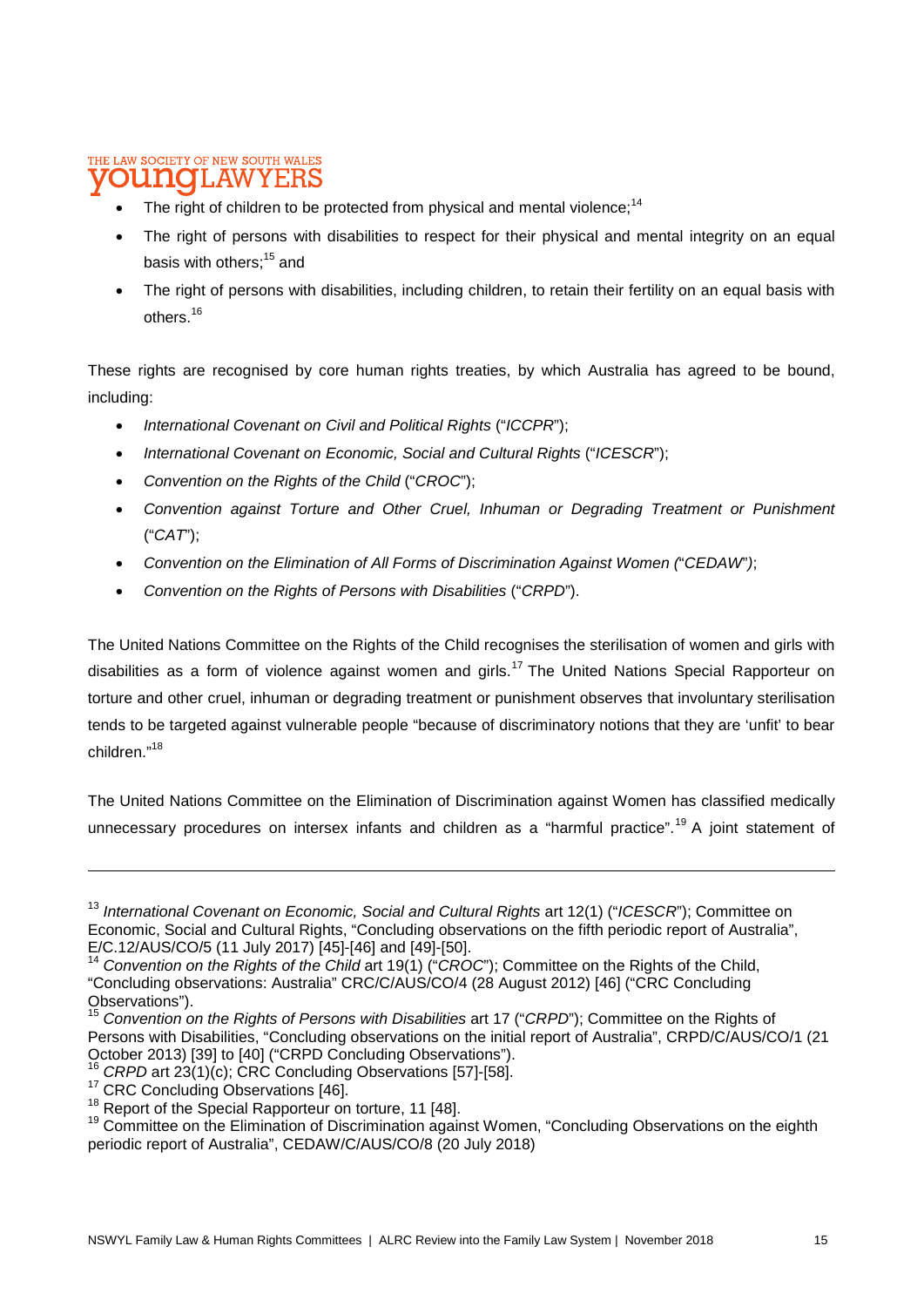- The right of children to be protected from physical and mental violence;[14]
- The right of persons with disabilities to respect for their physical and mental integrity on an equal basis with others;[15] and
- The right of persons with disabilities, including children, to retain their fertility on an equal basis with others.[16]

These rights are recognised by core human rights treaties, by which Australia has agreed to be bound, including:

- *International Covenant on Civil and Political Rights* ("*ICCPR*");
- *International Covenant on Economic, Social and Cultural Rights* ("*ICESCR*");
- *Convention on the Rights of the Child* ("*CROC*");
- *Convention against Torture and Other Cruel, Inhuman or Degrading Treatment or Punishment* ("*CAT*");
- *Convention on the Elimination of All Forms of Discrimination Against Women (*"*CEDAW*"*)*;
- *Convention on the Rights of Persons with Disabilities* ("*CRPD*").

The United Nations Committee on the Rights of the Child recognises the sterilisation of women and girls with disabilities as a form of violence against women and girls.[17] The United Nations Special Rapporteur on torture and other cruel, inhuman or degrading treatment or punishment observes that involuntary sterilisation tends to be targeted against vulnerable people "because of discriminatory notions that they are 'unfit' to bear children."[18]

The United Nations Committee on the Elimination of Discrimination against Women has classified medically unnecessary procedures on intersex infants and children as a "harmful practice".[19] A joint statement of

---

[13] *International Covenant on Economic, Social and Cultural Rights* art 12(1) ("*ICESCR*"); Committee on Economic, Social and Cultural Rights, "Concluding observations on the fifth periodic report of Australia", E/C.12/AUS/CO/5 (11 July 2017) [45]-[46] and [49]-[50].

[14] *Convention on the Rights of the Child* art 19(1) ("*CROC*"); Committee on the Rights of the Child, "Concluding observations: Australia" CRC/C/AUS/CO/4 (28 August 2012) [46] ("CRC Concluding Observations").

[15] *Convention on the Rights of Persons with Disabilities* art 17 ("*CRPD*"); Committee on the Rights of Persons with Disabilities, "Concluding observations on the initial report of Australia", CRPD/C/AUS/CO/1 (21 October 2013) [39] to [40] ("CRPD Concluding Observations").

[16] *CRPD* art 23(1)(c); CRC Concluding Observations [57]-[58].

[17] CRC Concluding Observations [46].

[18] Report of the Special Rapporteur on torture, 11 [48].

[19] Committee on the Elimination of Discrimination against Women, "Concluding Observations on the eighth periodic report of Australia", CEDAW/C/AUS/CO/8 (20 July 2018)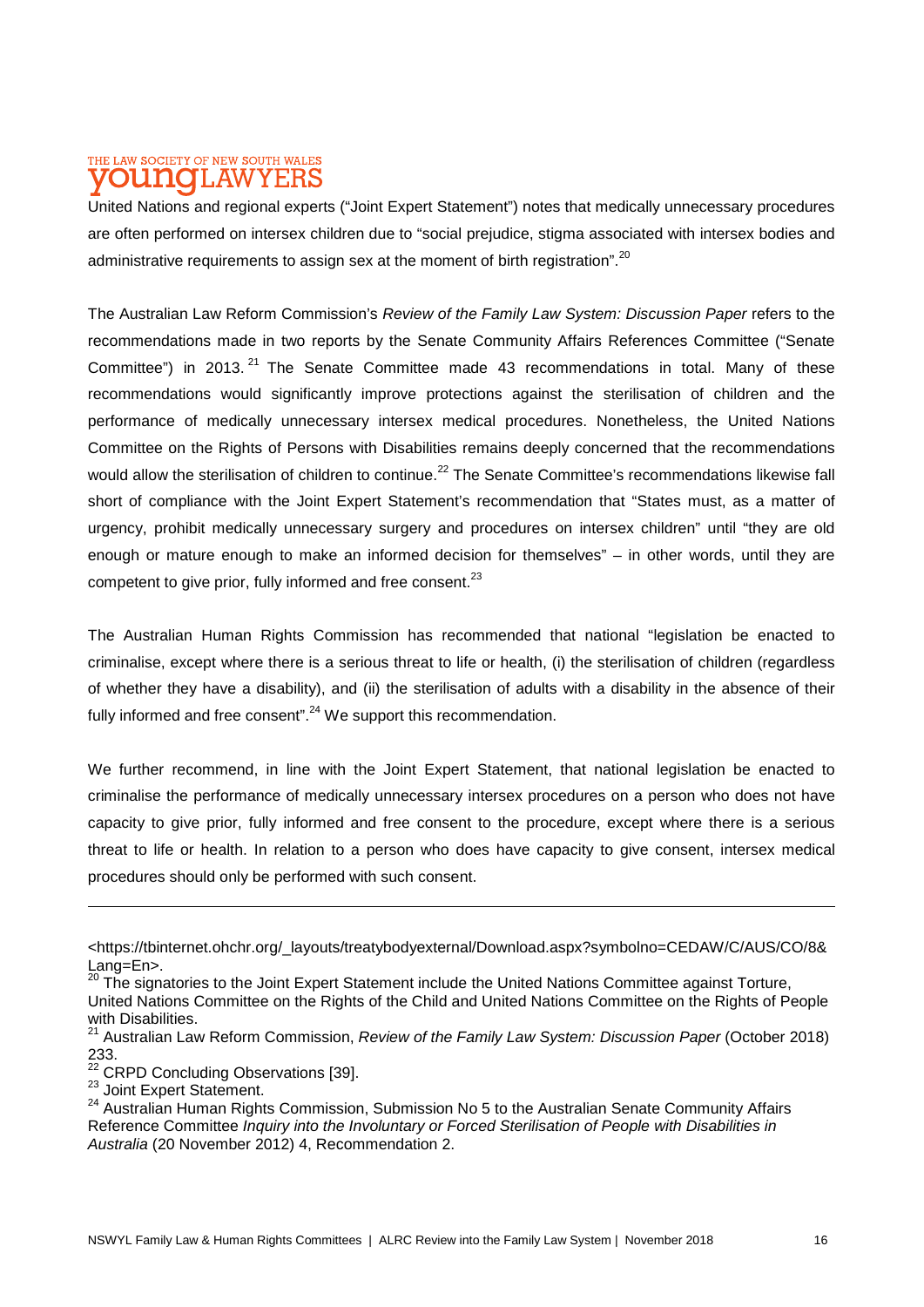United Nations and regional experts ("Joint Expert Statement") notes that medically unnecessary procedures are often performed on intersex children due to "social prejudice, stigma associated with intersex bodies and administrative requirements to assign sex at the moment of birth registration".[20]

The Australian Law Reform Commission's *Review of the Family Law System: Discussion Paper* refers to the recommendations made in two reports by the Senate Community Affairs References Committee ("Senate Committee") in 2013.[21] The Senate Committee made 43 recommendations in total. Many of these recommendations would significantly improve protections against the sterilisation of children and the performance of medically unnecessary intersex medical procedures. Nonetheless, the United Nations Committee on the Rights of Persons with Disabilities remains deeply concerned that the recommendations would allow the sterilisation of children to continue.[22] The Senate Committee's recommendations likewise fall short of compliance with the Joint Expert Statement's recommendation that "States must, as a matter of urgency, prohibit medically unnecessary surgery and procedures on intersex children" until "they are old enough or mature enough to make an informed decision for themselves" – in other words, until they are competent to give prior, fully informed and free consent.[23]

The Australian Human Rights Commission has recommended that national "legislation be enacted to criminalise, except where there is a serious threat to life or health, (i) the sterilisation of children (regardless of whether they have a disability), and (ii) the sterilisation of adults with a disability in the absence of their fully informed and free consent".[24] We support this recommendation.

We further recommend, in line with the Joint Expert Statement, that national legislation be enacted to criminalise the performance of medically unnecessary intersex procedures on a person who does not have capacity to give prior, fully informed and free consent to the procedure, except where there is a serious threat to life or health. In relation to a person who does have capacity to give consent, intersex medical procedures should only be performed with such consent.

---

<https://tbinternet.ohchr.org/_layouts/treatybodyexternal/Download.aspx?symbolno=CEDAW/C/AUS/CO/8&Lang=En>.

[20] The signatories to the Joint Expert Statement include the United Nations Committee against Torture, United Nations Committee on the Rights of the Child and United Nations Committee on the Rights of People with Disabilities.

[21] Australian Law Reform Commission, *Review of the Family Law System: Discussion Paper* (October 2018) 233.

[22] CRPD Concluding Observations [39].

[23] Joint Expert Statement.

[24] Australian Human Rights Commission, Submission No 5 to the Australian Senate Community Affairs Reference Committee *Inquiry into the Involuntary or Forced Sterilisation of People with Disabilities in Australia* (20 November 2012) 4, Recommendation 2.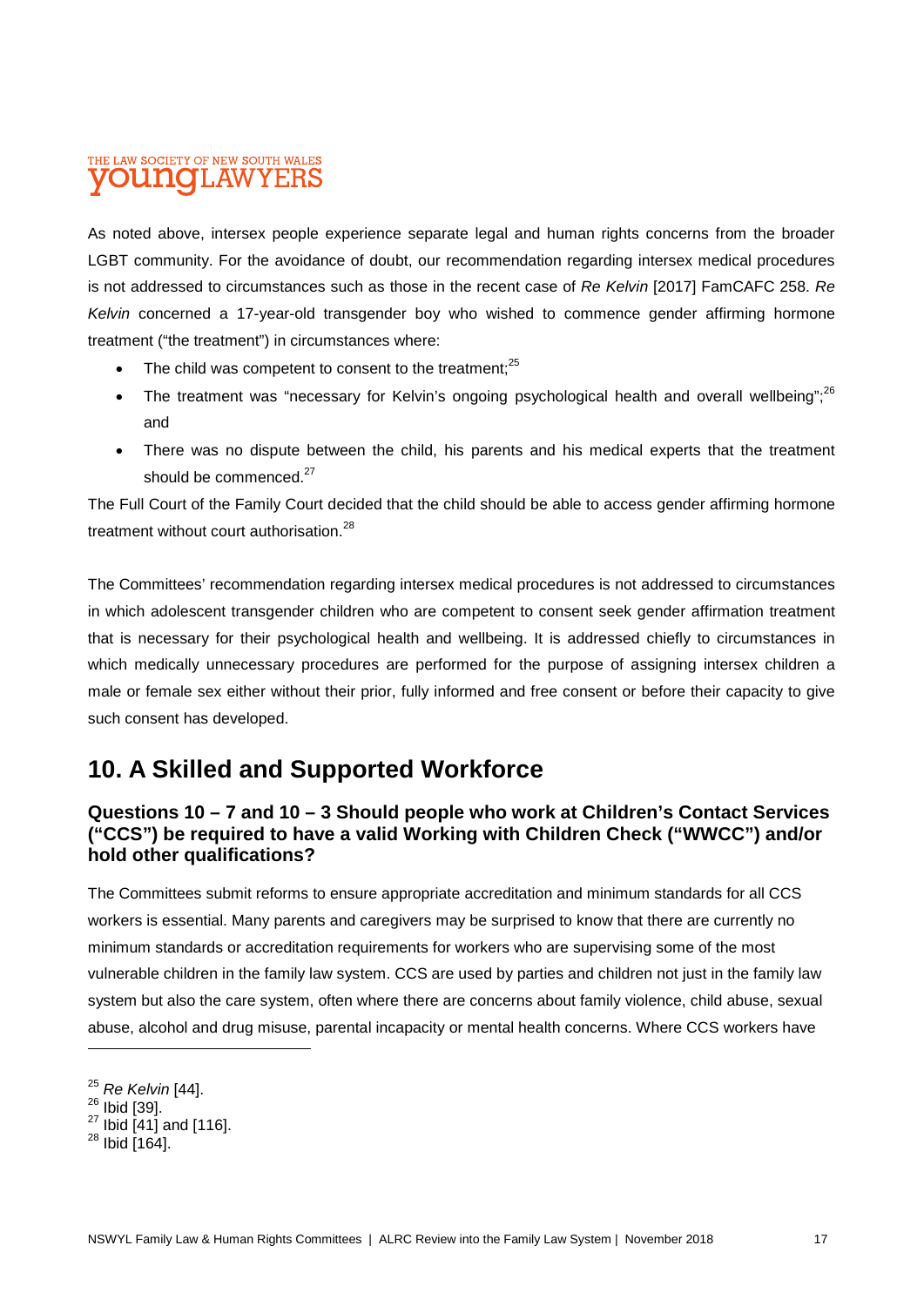As noted above, intersex people experience separate legal and human rights concerns from the broader LGBT community. For the avoidance of doubt, our recommendation regarding intersex medical procedures is not addressed to circumstances such as those in the recent case of *Re Kelvin* [2017] FamCAFC 258. *Re Kelvin* concerned a 17-year-old transgender boy who wished to commence gender affirming hormone treatment ("the treatment") in circumstances where:

- The child was competent to consent to the treatment;[25]
- The treatment was "necessary for Kelvin's ongoing psychological health and overall wellbeing";[26] and
- There was no dispute between the child, his parents and his medical experts that the treatment should be commenced.[27]

The Full Court of the Family Court decided that the child should be able to access gender affirming hormone treatment without court authorisation.[28]

The Committees' recommendation regarding intersex medical procedures is not addressed to circumstances in which adolescent transgender children who are competent to consent seek gender affirmation treatment that is necessary for their psychological health and wellbeing. It is addressed chiefly to circumstances in which medically unnecessary procedures are performed for the purpose of assigning intersex children a male or female sex either without their prior, fully informed and free consent or before their capacity to give such consent has developed.

## 10. A Skilled and Supported Workforce

### Questions 10 – 7 and 10 – 3 Should people who work at Children's Contact Services ("CCS") be required to have a valid Working with Children Check ("WWCC") and/or hold other qualifications?

The Committees submit reforms to ensure appropriate accreditation and minimum standards for all CCS workers is essential. Many parents and caregivers may be surprised to know that there are currently no minimum standards or accreditation requirements for workers who are supervising some of the most vulnerable children in the family law system. CCS are used by parties and children not just in the family law system but also the care system, often where there are concerns about family violence, child abuse, sexual abuse, alcohol and drug misuse, parental incapacity or mental health concerns. Where CCS workers have

---

[25] *Re Kelvin* [44].
[26] Ibid [39].
[27] Ibid [41] and [116].
[28] Ibid [164].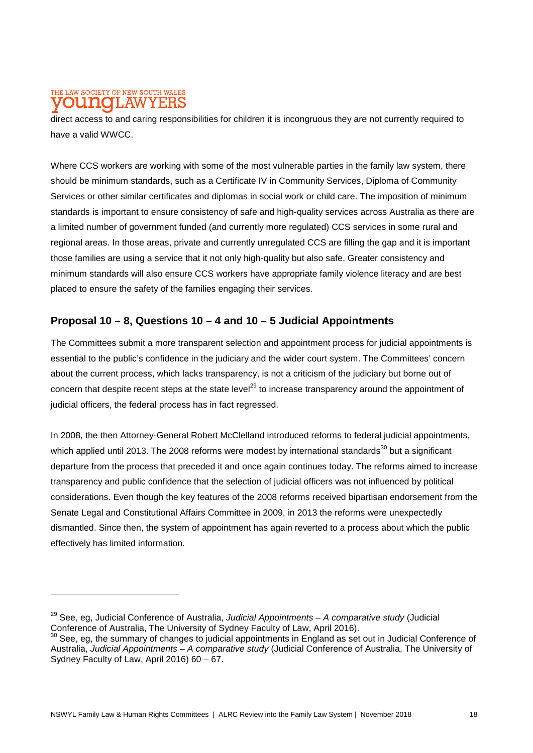direct access to and caring responsibilities for children it is incongruous they are not currently required to have a valid WWCC.

Where CCS workers are working with some of the most vulnerable parties in the family law system, there should be minimum standards, such as a Certificate IV in Community Services, Diploma of Community Services or other similar certificates and diplomas in social work or child care. The imposition of minimum standards is important to ensure consistency of safe and high-quality services across Australia as there are a limited number of government funded (and currently more regulated) CCS services in some rural and regional areas. In those areas, private and currently unregulated CCS are filling the gap and it is important those families are using a service that it not only high-quality but also safe. Greater consistency and minimum standards will also ensure CCS workers have appropriate family violence literacy and are best placed to ensure the safety of the families engaging their services.

## Proposal 10 – 8, Questions 10 – 4 and 10 – 5 Judicial Appointments

The Committees submit a more transparent selection and appointment process for judicial appointments is essential to the public's confidence in the judiciary and the wider court system. The Committees' concern about the current process, which lacks transparency, is not a criticism of the judiciary but borne out of concern that despite recent steps at the state level[29] to increase transparency around the appointment of judicial officers, the federal process has in fact regressed.

In 2008, the then Attorney-General Robert McClelland introduced reforms to federal judicial appointments, which applied until 2013. The 2008 reforms were modest by international standards[30] but a significant departure from the process that preceded it and once again continues today. The reforms aimed to increase transparency and public confidence that the selection of judicial officers was not influenced by political considerations. Even though the key features of the 2008 reforms received bipartisan endorsement from the Senate Legal and Constitutional Affairs Committee in 2009, in 2013 the reforms were unexpectedly dismantled. Since then, the system of appointment has again reverted to a process about which the public effectively has limited information.

---

[29] See, eg, Judicial Conference of Australia, *Judicial Appointments – A comparative study* (Judicial Conference of Australia, The University of Sydney Faculty of Law, April 2016).

[30] See, eg, the summary of changes to judicial appointments in England as set out in Judicial Conference of Australia, *Judicial Appointments – A comparative study* (Judicial Conference of Australia, The University of Sydney Faculty of Law, April 2016) 60 – 67.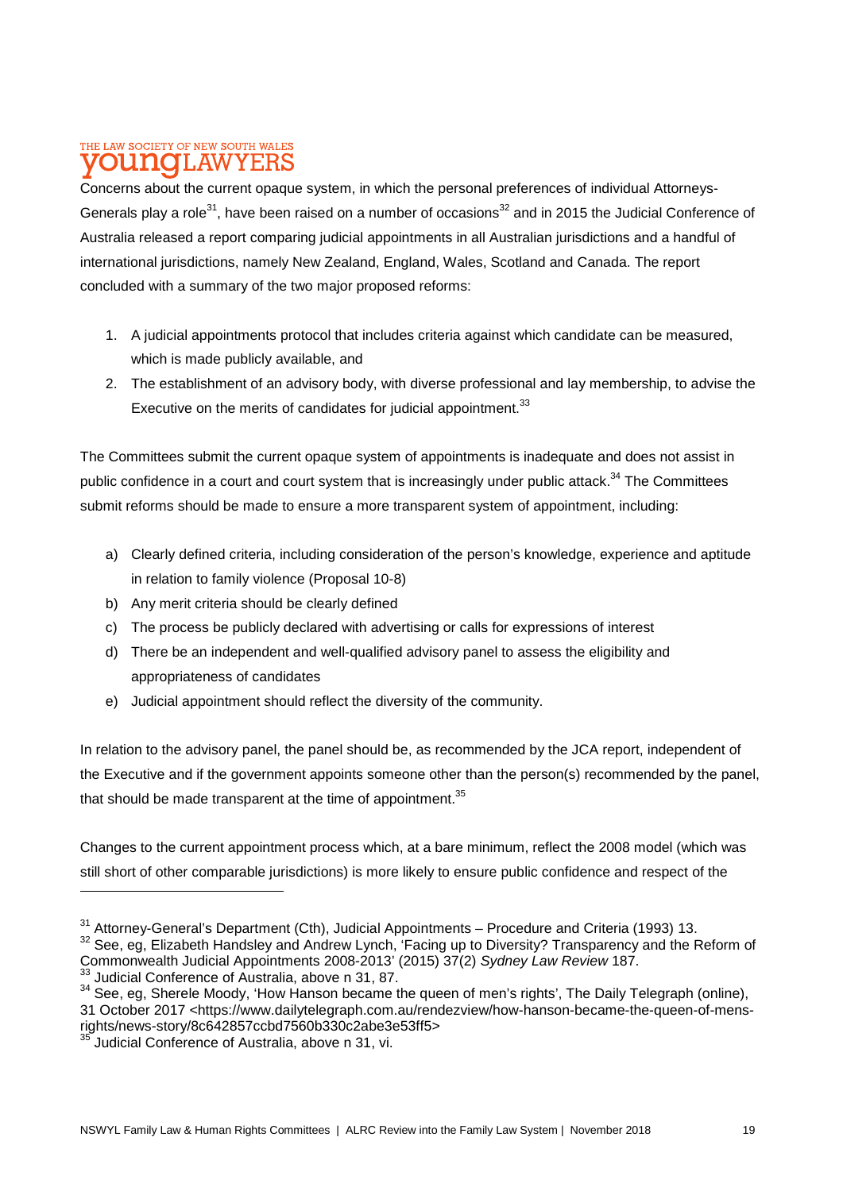Concerns about the current opaque system, in which the personal preferences of individual Attorneys-Generals play a role[31], have been raised on a number of occasions[32] and in 2015 the Judicial Conference of Australia released a report comparing judicial appointments in all Australian jurisdictions and a handful of international jurisdictions, namely New Zealand, England, Wales, Scotland and Canada. The report concluded with a summary of the two major proposed reforms:

1. A judicial appointments protocol that includes criteria against which candidate can be measured, which is made publicly available, and
2. The establishment of an advisory body, with diverse professional and lay membership, to advise the Executive on the merits of candidates for judicial appointment.[33]

The Committees submit the current opaque system of appointments is inadequate and does not assist in public confidence in a court and court system that is increasingly under public attack.[34] The Committees submit reforms should be made to ensure a more transparent system of appointment, including:

a) Clearly defined criteria, including consideration of the person's knowledge, experience and aptitude in relation to family violence (Proposal 10-8)
b) Any merit criteria should be clearly defined
c) The process be publicly declared with advertising or calls for expressions of interest
d) There be an independent and well-qualified advisory panel to assess the eligibility and appropriateness of candidates
e) Judicial appointment should reflect the diversity of the community.

In relation to the advisory panel, the panel should be, as recommended by the JCA report, independent of the Executive and if the government appoints someone other than the person(s) recommended by the panel, that should be made transparent at the time of appointment.[35]

Changes to the current appointment process which, at a bare minimum, reflect the 2008 model (which was still short of other comparable jurisdictions) is more likely to ensure public confidence and respect of the

---

[31] Attorney-General's Department (Cth), Judicial Appointments – Procedure and Criteria (1993) 13.

[32] See, eg, Elizabeth Handsley and Andrew Lynch, 'Facing up to Diversity? Transparency and the Reform of Commonwealth Judicial Appointments 2008-2013' (2015) 37(2) *Sydney Law Review* 187.

[33] Judicial Conference of Australia, above n 31, 87.

[34] See, eg, Sherele Moody, 'How Hanson became the queen of men's rights', The Daily Telegraph (online), 31 October 2017 <https://www.dailytelegraph.com.au/rendezview/how-hanson-became-the-queen-of-mens-rights/news-story/8c642857ccbd7560b330c2abe3e53ff5>

[35] Judicial Conference of Australia, above n 31, vi.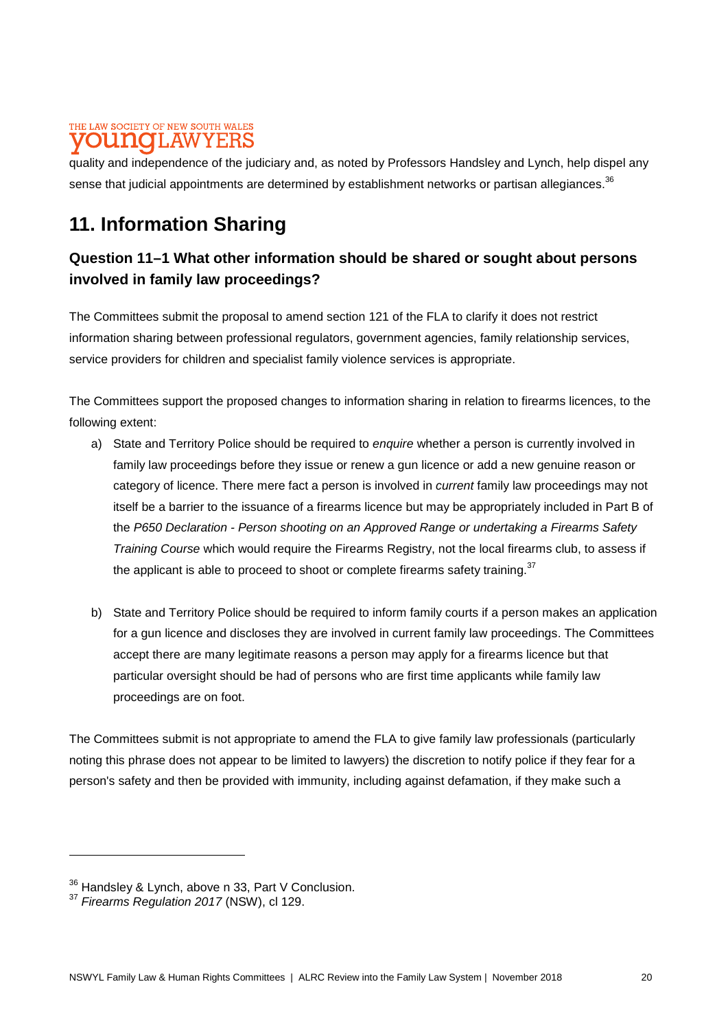quality and independence of the judiciary and, as noted by Professors Handsley and Lynch, help dispel any sense that judicial appointments are determined by establishment networks or partisan allegiances.[36]

## 11. Information Sharing

### Question 11–1 What other information should be shared or sought about persons involved in family law proceedings?

The Committees submit the proposal to amend section 121 of the FLA to clarify it does not restrict information sharing between professional regulators, government agencies, family relationship services, service providers for children and specialist family violence services is appropriate.

The Committees support the proposed changes to information sharing in relation to firearms licences, to the following extent:

a) State and Territory Police should be required to *enquire* whether a person is currently involved in family law proceedings before they issue or renew a gun licence or add a new genuine reason or category of licence. There mere fact a person is involved in *current* family law proceedings may not itself be a barrier to the issuance of a firearms licence but may be appropriately included in Part B of the *P650 Declaration - Person shooting on an Approved Range or undertaking a Firearms Safety Training Course* which would require the Firearms Registry, not the local firearms club, to assess if the applicant is able to proceed to shoot or complete firearms safety training.[37]

b) State and Territory Police should be required to inform family courts if a person makes an application for a gun licence and discloses they are involved in current family law proceedings. The Committees accept there are many legitimate reasons a person may apply for a firearms licence but that particular oversight should be had of persons who are first time applicants while family law proceedings are on foot.

The Committees submit is not appropriate to amend the FLA to give family law professionals (particularly noting this phrase does not appear to be limited to lawyers) the discretion to notify police if they fear for a person's safety and then be provided with immunity, including against defamation, if they make such a

---

[36] Handsley & Lynch, above n 33, Part V Conclusion.

[37] *Firearms Regulation 2017* (NSW), cl 129.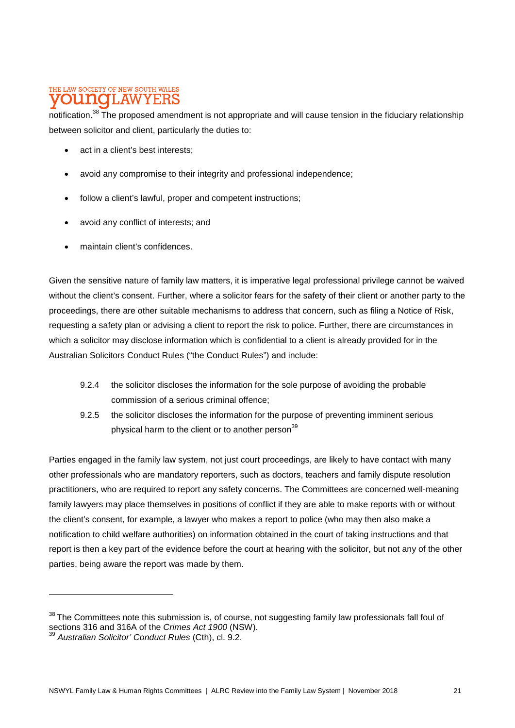notification.[38] The proposed amendment is not appropriate and will cause tension in the fiduciary relationship between solicitor and client, particularly the duties to:

- act in a client's best interests;
- avoid any compromise to their integrity and professional independence;
- follow a client's lawful, proper and competent instructions;
- avoid any conflict of interests; and
- maintain client's confidences.

Given the sensitive nature of family law matters, it is imperative legal professional privilege cannot be waived without the client's consent. Further, where a solicitor fears for the safety of their client or another party to the proceedings, there are other suitable mechanisms to address that concern, such as filing a Notice of Risk, requesting a safety plan or advising a client to report the risk to police. Further, there are circumstances in which a solicitor may disclose information which is confidential to a client is already provided for in the Australian Solicitors Conduct Rules ("the Conduct Rules") and include:

> 9.2.4 the solicitor discloses the information for the sole purpose of avoiding the probable commission of a serious criminal offence;
>
> 9.2.5 the solicitor discloses the information for the purpose of preventing imminent serious physical harm to the client or to another person[39]

Parties engaged in the family law system, not just court proceedings, are likely to have contact with many other professionals who are mandatory reporters, such as doctors, teachers and family dispute resolution practitioners, who are required to report any safety concerns. The Committees are concerned well-meaning family lawyers may place themselves in positions of conflict if they are able to make reports with or without the client's consent, for example, a lawyer who makes a report to police (who may then also make a notification to child welfare authorities) on information obtained in the court of taking instructions and that report is then a key part of the evidence before the court at hearing with the solicitor, but not any of the other parties, being aware the report was made by them.

---

[38] The Committees note this submission is, of course, not suggesting family law professionals fall foul of sections 316 and 316A of the *Crimes Act 1900* (NSW).

[39] *Australian Solicitor' Conduct Rules* (Cth), cl. 9.2.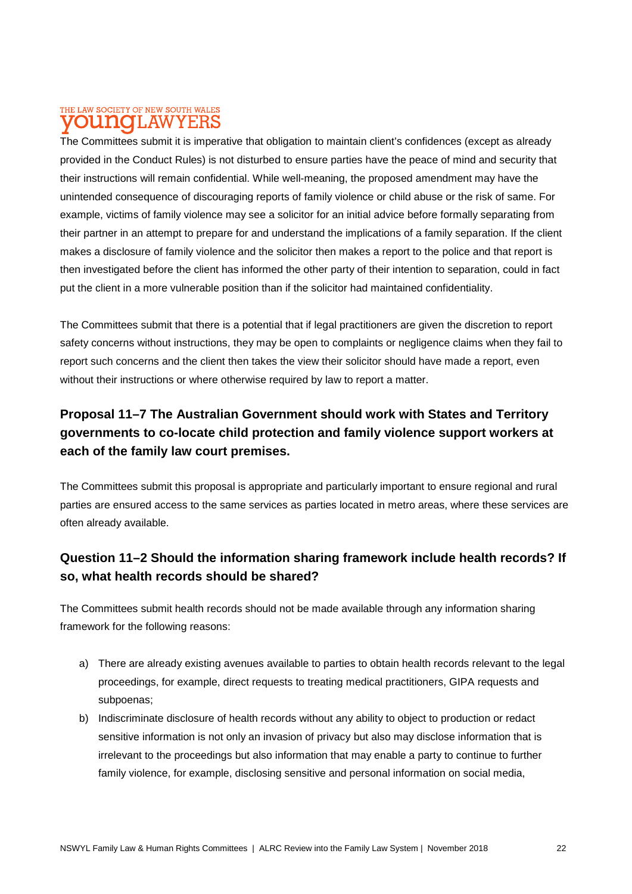The Committees submit it is imperative that obligation to maintain client's confidences (except as already provided in the Conduct Rules) is not disturbed to ensure parties have the peace of mind and security that their instructions will remain confidential. While well-meaning, the proposed amendment may have the unintended consequence of discouraging reports of family violence or child abuse or the risk of same. For example, victims of family violence may see a solicitor for an initial advice before formally separating from their partner in an attempt to prepare for and understand the implications of a family separation. If the client makes a disclosure of family violence and the solicitor then makes a report to the police and that report is then investigated before the client has informed the other party of their intention to separation, could in fact put the client in a more vulnerable position than if the solicitor had maintained confidentiality.

The Committees submit that there is a potential that if legal practitioners are given the discretion to report safety concerns without instructions, they may be open to complaints or negligence claims when they fail to report such concerns and the client then takes the view their solicitor should have made a report, even without their instructions or where otherwise required by law to report a matter.

### Proposal 11–7 The Australian Government should work with States and Territory governments to co-locate child protection and family violence support workers at each of the family law court premises.

The Committees submit this proposal is appropriate and particularly important to ensure regional and rural parties are ensured access to the same services as parties located in metro areas, where these services are often already available.

### Question 11–2 Should the information sharing framework include health records? If so, what health records should be shared?

The Committees submit health records should not be made available through any information sharing framework for the following reasons:

a) There are already existing avenues available to parties to obtain health records relevant to the legal proceedings, for example, direct requests to treating medical practitioners, GIPA requests and subpoenas;

b) Indiscriminate disclosure of health records without any ability to object to production or redact sensitive information is not only an invasion of privacy but also may disclose information that is irrelevant to the proceedings but also information that may enable a party to continue to further family violence, for example, disclosing sensitive and personal information on social media,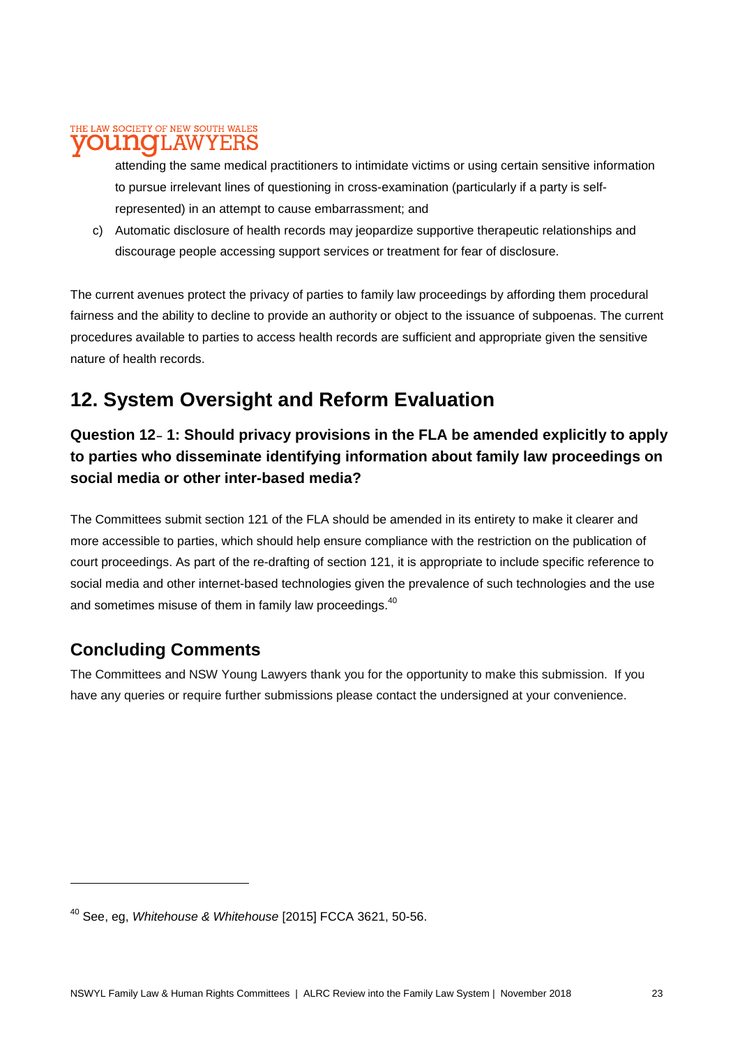attending the same medical practitioners to intimidate victims or using certain sensitive information to pursue irrelevant lines of questioning in cross-examination (particularly if a party is self-represented) in an attempt to cause embarrassment; and

c) Automatic disclosure of health records may jeopardize supportive therapeutic relationships and discourage people accessing support services or treatment for fear of disclosure.

The current avenues protect the privacy of parties to family law proceedings by affording them procedural fairness and the ability to decline to provide an authority or object to the issuance of subpoenas. The current procedures available to parties to access health records are sufficient and appropriate given the sensitive nature of health records.

# 12. System Oversight and Reform Evaluation

### Question 12– 1: Should privacy provisions in the FLA be amended explicitly to apply to parties who disseminate identifying information about family law proceedings on social media or other inter-based media?

The Committees submit section 121 of the FLA should be amended in its entirety to make it clearer and more accessible to parties, which should help ensure compliance with the restriction on the publication of court proceedings. As part of the re-drafting of section 121, it is appropriate to include specific reference to social media and other internet-based technologies given the prevalence of such technologies and the use and sometimes misuse of them in family law proceedings.[40]

## Concluding Comments

The Committees and NSW Young Lawyers thank you for the opportunity to make this submission. If you have any queries or require further submissions please contact the undersigned at your convenience.

---

[40] See, eg, *Whitehouse & Whitehouse* [2015] FCCA 3621, 50-56.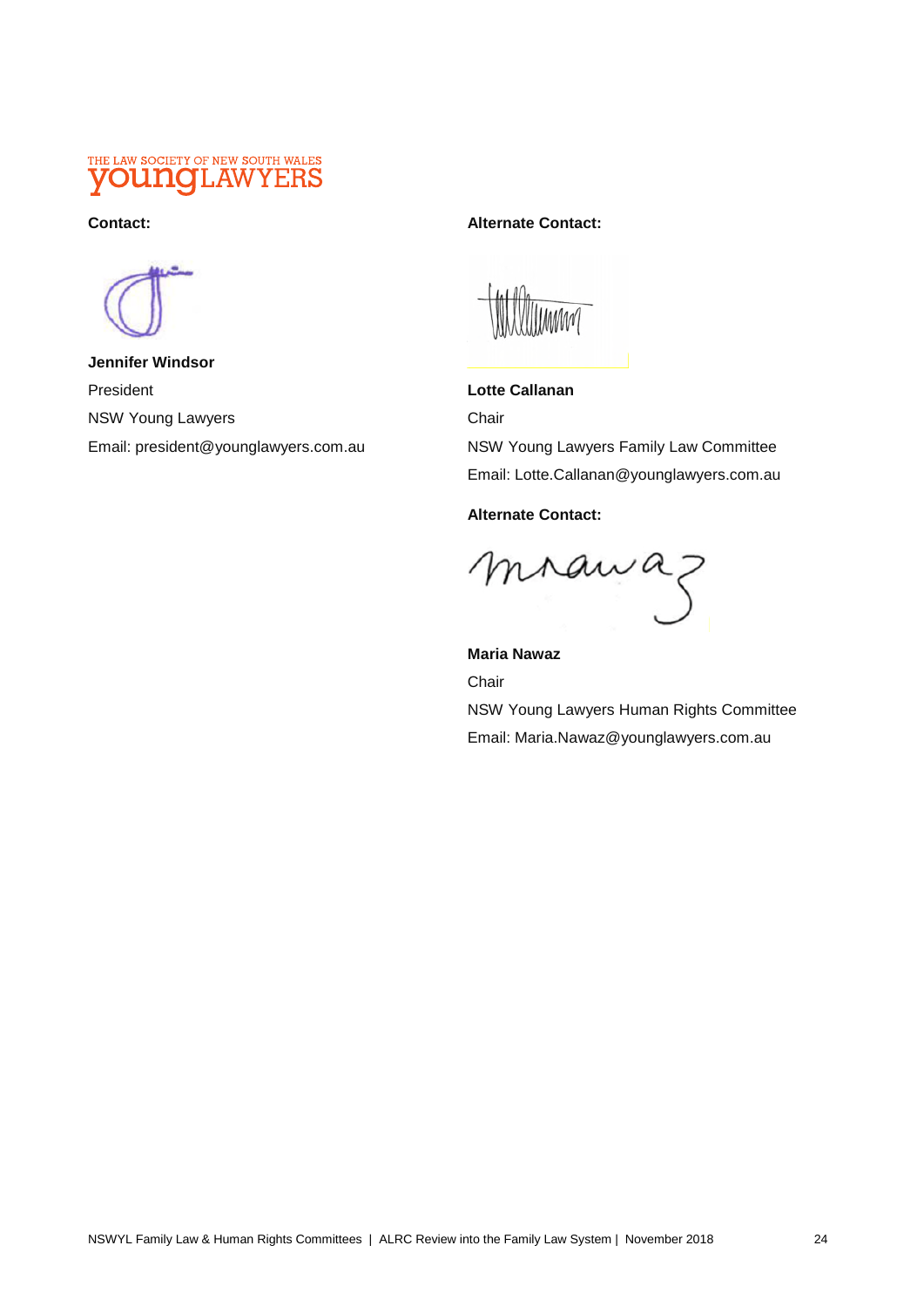THE LAW SOCIETY OF NEW SOUTH WALES
youngLAWYERS

**Contact:**

**Jennifer Windsor**
President
NSW Young Lawyers
Email: president@younglawyers.com.au

**Alternate Contact:**

**Lotte Callanan**
Chair
NSW Young Lawyers Family Law Committee
Email: Lotte.Callanan@younglawyers.com.au

**Alternate Contact:**

**Maria Nawaz**
Chair
NSW Young Lawyers Human Rights Committee
Email: Maria.Nawaz@younglawyers.com.au